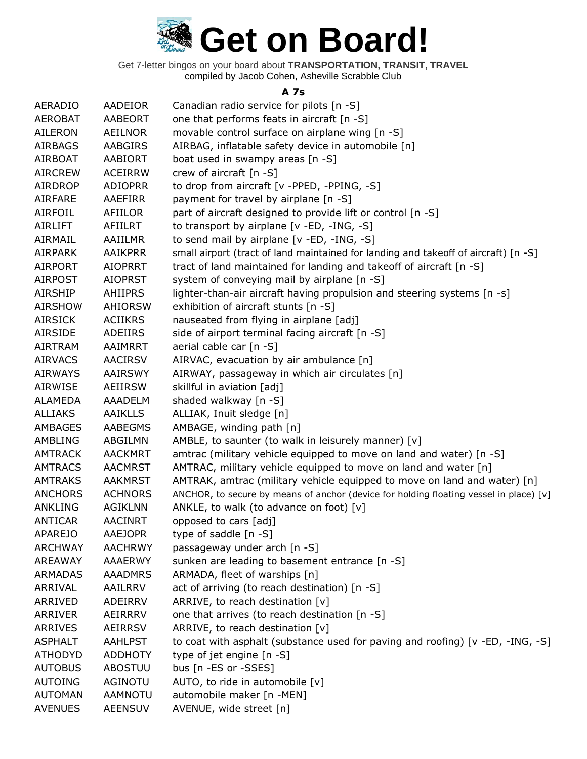# Get on Board!

Get 7-letter bingos on your board about **TRANSPORTATION, TRANSIT, TRAVEL**
compiled by Jacob Cohen, Asheville Scrabble Club

### A 7s

| | | |
|---|---|---|
| AERADIO | AADEIOR | Canadian radio service for pilots [n -S] |
| AEROBAT | AABEORT | one that performs feats in aircraft [n -S] |
| AILERON | AEILNOR | movable control surface on airplane wing [n -S] |
| AIRBAGS | AABGIRS | AIRBAG, inflatable safety device in automobile [n] |
| AIRBOAT | AABIORT | boat used in swampy areas [n -S] |
| AIRCREW | ACEIRRW | crew of aircraft [n -S] |
| AIRDROP | ADIOPRR | to drop from aircraft [v -PPED, -PPING, -S] |
| AIRFARE | AAEFIRR | payment for travel by airplane [n -S] |
| AIRFOIL | AFIILOR | part of aircraft designed to provide lift or control [n -S] |
| AIRLIFT | AFIILRT | to transport by airplane [v -ED, -ING, -S] |
| AIRMAIL | AAIILMR | to send mail by airplane [v -ED, -ING, -S] |
| AIRPARK | AAIKPRR | small airport (tract of land maintained for landing and takeoff of aircraft) [n -S] |
| AIRPORT | AIOPRRT | tract of land maintained for landing and takeoff of aircraft [n -S] |
| AIRPOST | AIOPRST | system of conveying mail by airplane [n -S] |
| AIRSHIP | AHIIPRS | lighter-than-air aircraft having propulsion and steering systems [n -s] |
| AIRSHOW | AHIORSW | exhibition of aircraft stunts [n -S] |
| AIRSICK | ACIIKRS | nauseated from flying in airplane [adj] |
| AIRSIDE | ADEIIRS | side of airport terminal facing aircraft [n -S] |
| AIRTRAM | AAIMRRT | aerial cable car [n -S] |
| AIRVACS | AACIRSV | AIRVAC, evacuation by air ambulance [n] |
| AIRWAYS | AAIRSWY | AIRWAY, passageway in which air circulates [n] |
| AIRWISE | AEIIRSW | skillful in aviation [adj] |
| ALAMEDA | AAADELM | shaded walkway [n -S] |
| ALLIAKS | AAIKLLS | ALLIAK, Inuit sledge [n] |
| AMBAGES | AABEGMS | AMBAGE, winding path [n] |
| AMBLING | ABGILMN | AMBLE, to saunter (to walk in leisurely manner) [v] |
| AMTRACK | AACKMRT | amtrac (military vehicle equipped to move on land and water) [n -S] |
| AMTRACS | AACMRST | AMTRAC, military vehicle equipped to move on land and water [n] |
| AMTRAKS | AAKMRST | AMTRAK, amtrac (military vehicle equipped to move on land and water) [n] |
| ANCHORS | ACHNORS | ANCHOR, to secure by means of anchor (device for holding floating vessel in place) [v] |
| ANKLING | AGIKLNN | ANKLE, to walk (to advance on foot) [v] |
| ANTICAR | AACINRT | opposed to cars [adj] |
| APAREJO | AAEJOPR | type of saddle [n -S] |
| ARCHWAY | AACHRWY | passageway under arch [n -S] |
| AREAWAY | AAAERWY | sunken are leading to basement entrance [n -S] |
| ARMADAS | AAADMRS | ARMADA, fleet of warships [n] |
| ARRIVAL | AAILRRV | act of arriving (to reach destination) [n -S] |
| ARRIVED | ADEIRRV | ARRIVE, to reach destination [v] |
| ARRIVER | AEIRRRV | one that arrives (to reach destination [n -S] |
| ARRIVES | AEIRRSV | ARRIVE, to reach destination [v] |
| ASPHALT | AAHLPST | to coat with asphalt (substance used for paving and roofing) [v -ED, -ING, -S] |
| ATHODYD | ADDHOTY | type of jet engine [n -S] |
| AUTOBUS | ABOSTUU | bus [n -ES or -SSES] |
| AUTOING | AGINOTU | AUTO, to ride in automobile [v] |
| AUTOMAN | AAMNOTU | automobile maker [n -MEN] |
| AVENUES | AEENSUV | AVENUE, wide street [n] |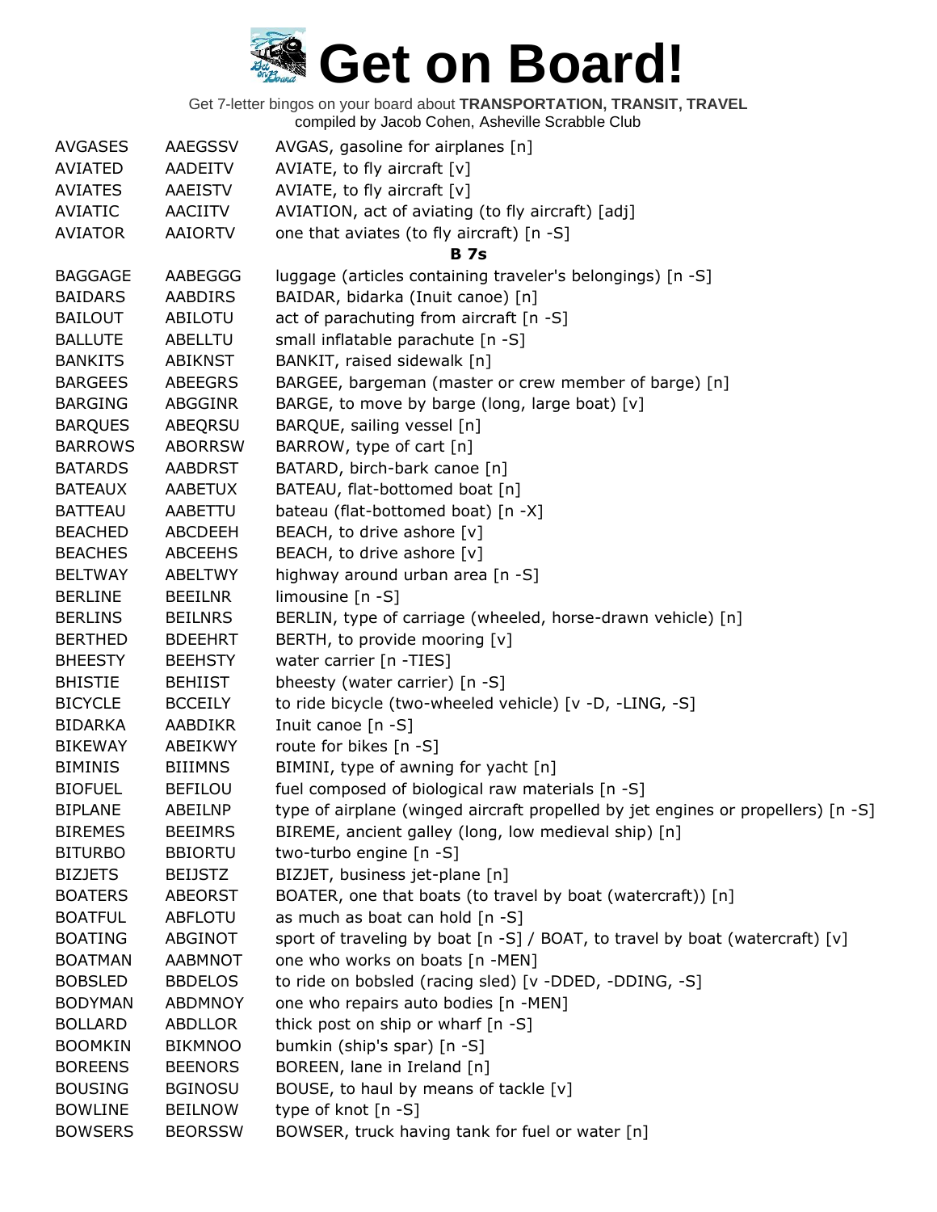# Get on Board!

Get 7-letter bingos on your board about **TRANSPORTATION, TRANSIT, TRAVEL**
compiled by Jacob Cohen, Asheville Scrabble Club

| | | |
|---|---|---|
| AVGASES | AAEGSSV | AVGAS, gasoline for airplanes [n] |
| AVIATED | AADEITV | AVIATE, to fly aircraft [v] |
| AVIATES | AAEISTV | AVIATE, to fly aircraft [v] |
| AVIATIC | AACIITV | AVIATION, act of aviating (to fly aircraft) [adj] |
| AVIATOR | AAIORTV | one that aviates (to fly aircraft) [n -S] |
| | | **B 7s** |
| BAGGAGE | AABEGGG | luggage (articles containing traveler's belongings) [n -S] |
| BAIDARS | AABDIRS | BAIDAR, bidarka (Inuit canoe) [n] |
| BAILOUT | ABILOTU | act of parachuting from aircraft [n -S] |
| BALLUTE | ABELLTU | small inflatable parachute [n -S] |
| BANKITS | ABIKNST | BANKIT, raised sidewalk [n] |
| BARGEES | ABEEGRS | BARGEE, bargeman (master or crew member of barge) [n] |
| BARGING | ABGGINR | BARGE, to move by barge (long, large boat) [v] |
| BARQUES | ABEQRSU | BARQUE, sailing vessel [n] |
| BARROWS | ABORRSW | BARROW, type of cart [n] |
| BATARDS | AABDRST | BATARD, birch-bark canoe [n] |
| BATEAUX | AABETUX | BATEAU, flat-bottomed boat [n] |
| BATTEAU | AABETTU | bateau (flat-bottomed boat) [n -X] |
| BEACHED | ABCDEEH | BEACH, to drive ashore [v] |
| BEACHES | ABCEEHS | BEACH, to drive ashore [v] |
| BELTWAY | ABELTWY | highway around urban area [n -S] |
| BERLINE | BEEILNR | limousine [n -S] |
| BERLINS | BEILNRS | BERLIN, type of carriage (wheeled, horse-drawn vehicle) [n] |
| BERTHED | BDEEHRT | BERTH, to provide mooring [v] |
| BHEESTY | BEEHSTY | water carrier [n -TIES] |
| BHISTIE | BEHIIST | bheesty (water carrier) [n -S] |
| BICYCLE | BCCEILY | to ride bicycle (two-wheeled vehicle) [v -D, -LING, -S] |
| BIDARKA | AABDIKR | Inuit canoe [n -S] |
| BIKEWAY | ABEIKWY | route for bikes [n -S] |
| BIMINIS | BIIIMNS | BIMINI, type of awning for yacht [n] |
| BIOFUEL | BEFILOU | fuel composed of biological raw materials [n -S] |
| BIPLANE | ABEILNP | type of airplane (winged aircraft propelled by jet engines or propellers) [n -S] |
| BIREMES | BEEIMRS | BIREME, ancient galley (long, low medieval ship) [n] |
| BITURBO | BBIORTU | two-turbo engine [n -S] |
| BIZJETS | BEIJSTZ | BIZJET, business jet-plane [n] |
| BOATERS | ABEORST | BOATER, one that boats (to travel by boat (watercraft)) [n] |
| BOATFUL | ABFLOTU | as much as boat can hold [n -S] |
| BOATING | ABGINOT | sport of traveling by boat [n -S] / BOAT, to travel by boat (watercraft) [v] |
| BOATMAN | AABMNOT | one who works on boats [n -MEN] |
| BOBSLED | BBDELOS | to ride on bobsled (racing sled) [v -DDED, -DDING, -S] |
| BODYMAN | ABDMNOY | one who repairs auto bodies [n -MEN] |
| BOLLARD | ABDLLOR | thick post on ship or wharf [n -S] |
| BOOMKIN | BIKMNOO | bumkin (ship's spar) [n -S] |
| BOREENS | BEENORS | BOREEN, lane in Ireland [n] |
| BOUSING | BGINOSU | BOUSE, to haul by means of tackle [v] |
| BOWLINE | BEILNOW | type of knot [n -S] |
| BOWSERS | BEORSSW | BOWSER, truck having tank for fuel or water [n] |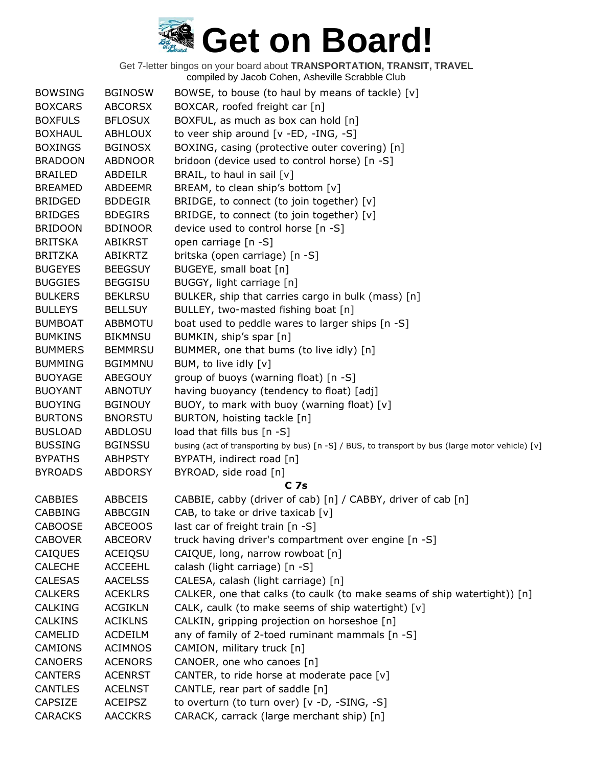# Get on Board!

Get 7-letter bingos on your board about **TRANSPORTATION, TRANSIT, TRAVEL**
compiled by Jacob Cohen, Asheville Scrabble Club

| | | |
|---|---|---|
| BOWSING | BGINOSW | BOWSE, to bouse (to haul by means of tackle) [v] |
| BOXCARS | ABCORSX | BOXCAR, roofed freight car [n] |
| BOXFULS | BFLOSUX | BOXFUL, as much as box can hold [n] |
| BOXHAUL | ABHLOUX | to veer ship around [v -ED, -ING, -S] |
| BOXINGS | BGINOSX | BOXING, casing (protective outer covering) [n] |
| BRADOON | ABDNOOR | bridoon (device used to control horse) [n -S] |
| BRAILED | ABDEILR | BRAIL, to haul in sail [v] |
| BREAMED | ABDEEMR | BREAM, to clean ship's bottom [v] |
| BRIDGED | BDDEGIR | BRIDGE, to connect (to join together) [v] |
| BRIDGES | BDEGIRS | BRIDGE, to connect (to join together) [v] |
| BRIDOON | BDINOOR | device used to control horse [n -S] |
| BRITSKA | ABIKRST | open carriage [n -S] |
| BRITZKA | ABIKRTZ | britska (open carriage) [n -S] |
| BUGEYES | BEEGSUY | BUGEYE, small boat [n] |
| BUGGIES | BEGGISU | BUGGY, light carriage [n] |
| BULKERS | BEKLRSU | BULKER, ship that carries cargo in bulk (mass) [n] |
| BULLEYS | BELLSUY | BULLEY, two-masted fishing boat [n] |
| BUMBOAT | ABBMOTU | boat used to peddle wares to larger ships [n -S] |
| BUMKINS | BIKMNSU | BUMKIN, ship's spar [n] |
| BUMMERS | BEMMRSU | BUMMER, one that bums (to live idly) [n] |
| BUMMING | BGIMMNU | BUM, to live idly [v] |
| BUOYAGE | ABEGOUY | group of buoys (warning float) [n -S] |
| BUOYANT | ABNOTUY | having buoyancy (tendency to float) [adj] |
| BUOYING | BGINOUY | BUOY, to mark with buoy (warning float) [v] |
| BURTONS | BNORSTU | BURTON, hoisting tackle [n] |
| BUSLOAD | ABDLOSU | load that fills bus [n -S] |
| BUSSING | BGINSSU | busing (act of transporting by bus) [n -S] / BUS, to transport by bus (large motor vehicle) [v] |
| BYPATHS | ABHPSTY | BYPATH, indirect road [n] |
| BYROADS | ABDORSY | BYROAD, side road [n] |
| | | **C 7s** |
| CABBIES | ABBCEIS | CABBIE, cabby (driver of cab) [n] / CABBY, driver of cab [n] |
| CABBING | ABBCGIN | CAB, to take or drive taxicab [v] |
| CABOOSE | ABCEOOS | last car of freight train [n -S] |
| CABOVER | ABCEORV | truck having driver's compartment over engine [n -S] |
| CAIQUES | ACEIQSU | CAIQUE, long, narrow rowboat [n] |
| CALECHE | ACCEEHL | calash (light carriage) [n -S] |
| CALESAS | AACELSS | CALESA, calash (light carriage) [n] |
| CALKERS | ACEKLRS | CALKER, one that calks (to caulk (to make seams of ship watertight)) [n] |
| CALKING | ACGIKLN | CALK, caulk (to make seems of ship watertight) [v] |
| CALKINS | ACIKLNS | CALKIN, gripping projection on horseshoe [n] |
| CAMELID | ACDEILM | any of family of 2-toed ruminant mammals [n -S] |
| CAMIONS | ACIMNOS | CAMION, military truck [n] |
| CANOERS | ACENORS | CANOER, one who canoes [n] |
| CANTERS | ACENRST | CANTER, to ride horse at moderate pace [v] |
| CANTLES | ACELNST | CANTLE, rear part of saddle [n] |
| CAPSIZE | ACEIPSZ | to overturn (to turn over) [v -D, -SING, -S] |
| CARACKS | AACCKRS | CARACK, carrack (large merchant ship) [n] |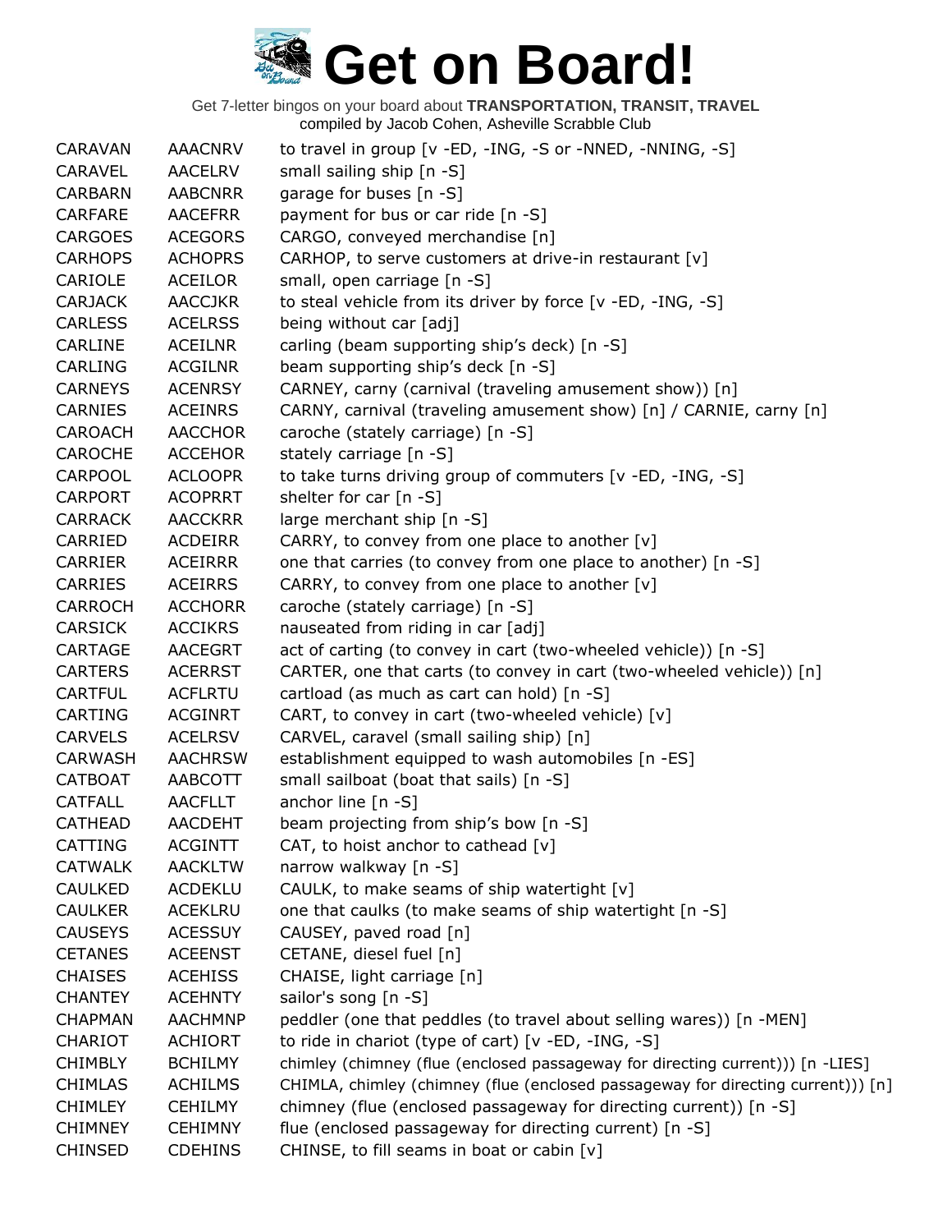# Get on Board!

Get 7-letter bingos on your board about **TRANSPORTATION, TRANSIT, TRAVEL**
compiled by Jacob Cohen, Asheville Scrabble Club

| | | |
|---|---|---|
| CARAVAN | AAACNRV | to travel in group [v -ED, -ING, -S or -NNED, -NNING, -S] |
| CARAVEL | AACELRV | small sailing ship [n -S] |
| CARBARN | AABCNRR | garage for buses [n -S] |
| CARFARE | AACEFRR | payment for bus or car ride [n -S] |
| CARGOES | ACEGORS | CARGO, conveyed merchandise [n] |
| CARHOPS | ACHOPRS | CARHOP, to serve customers at drive-in restaurant [v] |
| CARIOLE | ACEILOR | small, open carriage [n -S] |
| CARJACK | AACCJKR | to steal vehicle from its driver by force [v -ED, -ING, -S] |
| CARLESS | ACELRSS | being without car [adj] |
| CARLINE | ACEILNR | carling (beam supporting ship's deck) [n -S] |
| CARLING | ACGILNR | beam supporting ship's deck [n -S] |
| CARNEYS | ACENRSY | CARNEY, carny (carnival (traveling amusement show)) [n] |
| CARNIES | ACEINRS | CARNY, carnival (traveling amusement show) [n] / CARNIE, carny [n] |
| CAROACH | AACCHOR | caroche (stately carriage) [n -S] |
| CAROCHE | ACCEHOR | stately carriage [n -S] |
| CARPOOL | ACLOOPR | to take turns driving group of commuters [v -ED, -ING, -S] |
| CARPORT | ACOPRRT | shelter for car [n -S] |
| CARRACK | AACCKRR | large merchant ship [n -S] |
| CARRIED | ACDEIRR | CARRY, to convey from one place to another [v] |
| CARRIER | ACEIRRR | one that carries (to convey from one place to another) [n -S] |
| CARRIES | ACEIRRS | CARRY, to convey from one place to another [v] |
| CARROCH | ACCHORR | caroche (stately carriage) [n -S] |
| CARSICK | ACCIKRS | nauseated from riding in car [adj] |
| CARTAGE | AACEGRT | act of carting (to convey in cart (two-wheeled vehicle)) [n -S] |
| CARTERS | ACERRST | CARTER, one that carts (to convey in cart (two-wheeled vehicle)) [n] |
| CARTFUL | ACFLRTU | cartload (as much as cart can hold) [n -S] |
| CARTING | ACGINRT | CART, to convey in cart (two-wheeled vehicle) [v] |
| CARVELS | ACELRSV | CARVEL, caravel (small sailing ship) [n] |
| CARWASH | AACHRSW | establishment equipped to wash automobiles [n -ES] |
| CATBOAT | AABCOTT | small sailboat (boat that sails) [n -S] |
| CATFALL | AACFLLT | anchor line [n -S] |
| CATHEAD | AACDEHT | beam projecting from ship's bow [n -S] |
| CATTING | ACGINTT | CAT, to hoist anchor to cathead [v] |
| CATWALK | AACKLTW | narrow walkway [n -S] |
| CAULKED | ACDEKLU | CAULK, to make seams of ship watertight [v] |
| CAULKER | ACEKLRU | one that caulks (to make seams of ship watertight [n -S] |
| CAUSEYS | ACESSUY | CAUSEY, paved road [n] |
| CETANES | ACEENST | CETANE, diesel fuel [n] |
| CHAISES | ACEHISS | CHAISE, light carriage [n] |
| CHANTEY | ACEHNTY | sailor's song [n -S] |
| CHAPMAN | AACHMNP | peddler (one that peddles (to travel about selling wares)) [n -MEN] |
| CHARIOT | ACHIORT | to ride in chariot (type of cart) [v -ED, -ING, -S] |
| CHIMBLY | BCHILMY | chimley (chimney (flue (enclosed passageway for directing current))) [n -LIES] |
| CHIMLAS | ACHILMS | CHIMLA, chimley (chimney (flue (enclosed passageway for directing current))) [n] |
| CHIMLEY | CEHILMY | chimney (flue (enclosed passageway for directing current)) [n -S] |
| CHIMNEY | CEHIMNY | flue (enclosed passageway for directing current) [n -S] |
| CHINSED | CDEHINS | CHINSE, to fill seams in boat or cabin [v] |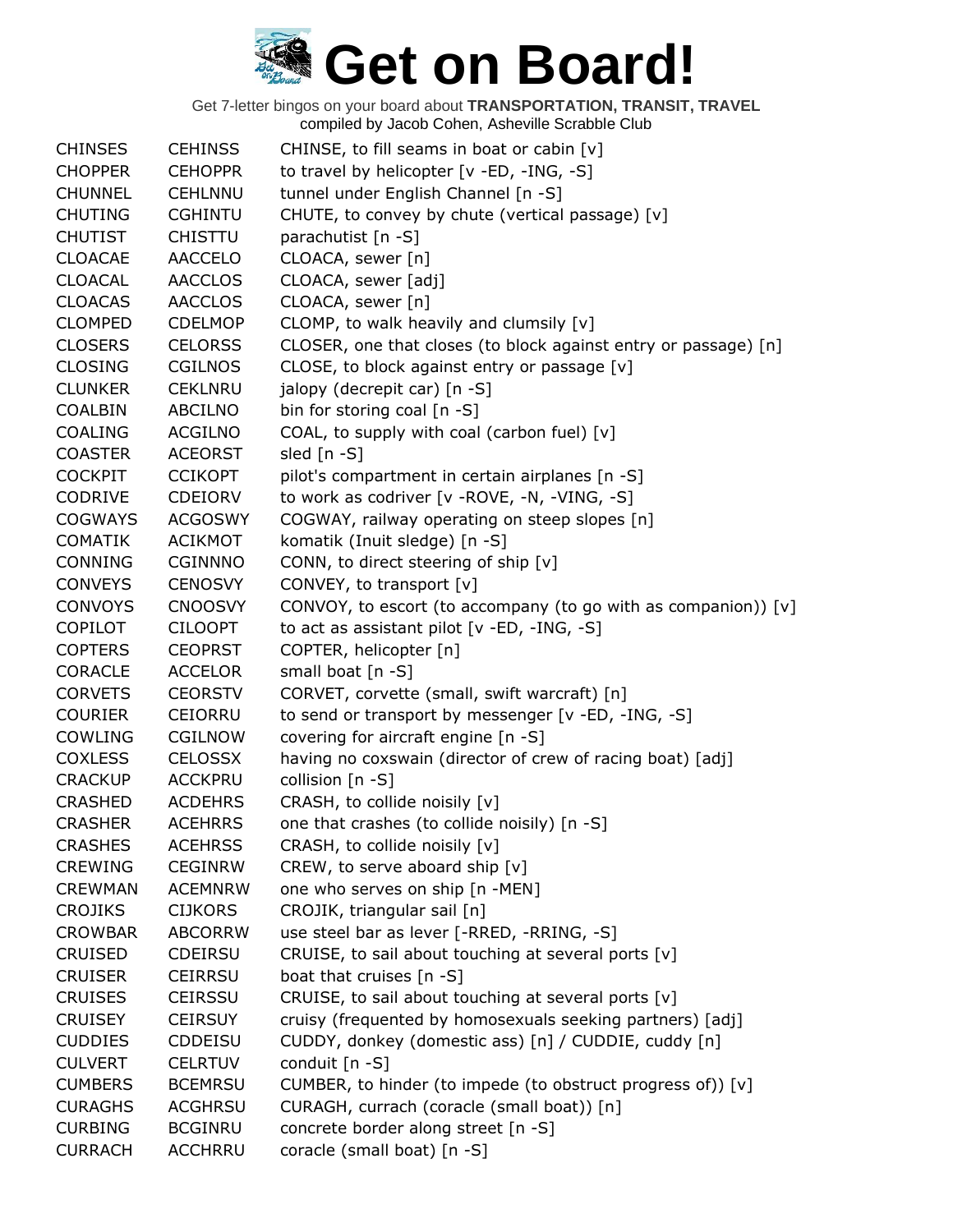# Get on Board!

Get 7-letter bingos on your board about **TRANSPORTATION, TRANSIT, TRAVEL**
compiled by Jacob Cohen, Asheville Scrabble Club

| | | |
|---|---|---|
| CHINSES | CEHINSS | CHINSE, to fill seams in boat or cabin [v] |
| CHOPPER | CEHOPPR | to travel by helicopter [v -ED, -ING, -S] |
| CHUNNEL | CEHLNNU | tunnel under English Channel [n -S] |
| CHUTING | CGHINTU | CHUTE, to convey by chute (vertical passage) [v] |
| CHUTIST | CHISTTU | parachutist [n -S] |
| CLOACAE | AACCELO | CLOACA, sewer [n] |
| CLOACAL | AACCLOS | CLOACA, sewer [adj] |
| CLOACAS | AACCLOS | CLOACA, sewer [n] |
| CLOMPED | CDELMOP | CLOMP, to walk heavily and clumsily [v] |
| CLOSERS | CELORSS | CLOSER, one that closes (to block against entry or passage) [n] |
| CLOSING | CGILNOS | CLOSE, to block against entry or passage [v] |
| CLUNKER | CEKLNRU | jalopy (decrepit car) [n -S] |
| COALBIN | ABCILNO | bin for storing coal [n -S] |
| COALING | ACGILNO | COAL, to supply with coal (carbon fuel) [v] |
| COASTER | ACEORST | sled [n -S] |
| COCKPIT | CCIKOPT | pilot's compartment in certain airplanes [n -S] |
| CODRIVE | CDEIORV | to work as codriver [v -ROVE, -N, -VING, -S] |
| COGWAYS | ACGOSWY | COGWAY, railway operating on steep slopes [n] |
| COMATIK | ACIKMOT | komatik (Inuit sledge) [n -S] |
| CONNING | CGINNNO | CONN, to direct steering of ship [v] |
| CONVEYS | CENOSVY | CONVEY, to transport [v] |
| CONVOYS | CNOOSVY | CONVOY, to escort (to accompany (to go with as companion)) [v] |
| COPILOT | CILOOPT | to act as assistant pilot [v -ED, -ING, -S] |
| COPTERS | CEOPRST | COPTER, helicopter [n] |
| CORACLE | ACCELOR | small boat [n -S] |
| CORVETS | CEORSTV | CORVET, corvette (small, swift warcraft) [n] |
| COURIER | CEIORRU | to send or transport by messenger [v -ED, -ING, -S] |
| COWLING | CGILNOW | covering for aircraft engine [n -S] |
| COXLESS | CELOSSX | having no coxswain (director of crew of racing boat) [adj] |
| CRACKUP | ACCKPRU | collision [n -S] |
| CRASHED | ACDEHRS | CRASH, to collide noisily [v] |
| CRASHER | ACEHRRS | one that crashes (to collide noisily) [n -S] |
| CRASHES | ACEHRSS | CRASH, to collide noisily [v] |
| CREWING | CEGINRW | CREW, to serve aboard ship [v] |
| CREWMAN | ACEMNRW | one who serves on ship [n -MEN] |
| CROJIKS | CIJKORS | CROJIK, triangular sail [n] |
| CROWBAR | ABCORRW | use steel bar as lever [-RRED, -RRING, -S] |
| CRUISED | CDEIRSU | CRUISE, to sail about touching at several ports [v] |
| CRUISER | CEIRRSU | boat that cruises [n -S] |
| CRUISES | CEIRSSU | CRUISE, to sail about touching at several ports [v] |
| CRUISEY | CEIRSUY | cruisy (frequented by homosexuals seeking partners) [adj] |
| CUDDIES | CDDEISU | CUDDY, donkey (domestic ass) [n] / CUDDIE, cuddy [n] |
| CULVERT | CELRTUV | conduit [n -S] |
| CUMBERS | BCEMRSU | CUMBER, to hinder (to impede (to obstruct progress of)) [v] |
| CURAGHS | ACGHRSU | CURAGH, currach (coracle (small boat)) [n] |
| CURBING | BCGINRU | concrete border along street [n -S] |
| CURRACH | ACCHRRU | coracle (small boat) [n -S] |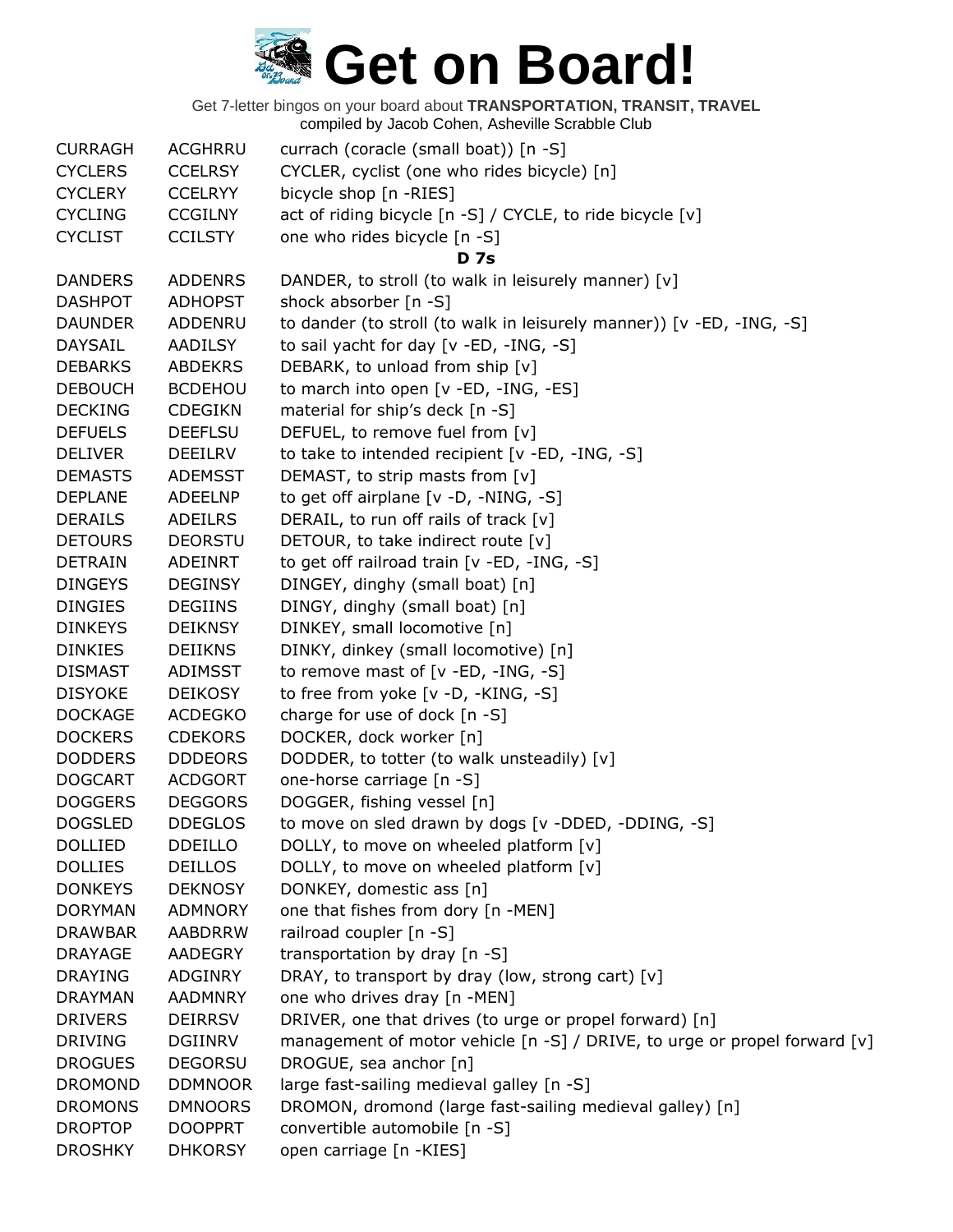# Get on Board!

Get 7-letter bingos on your board about **TRANSPORTATION, TRANSIT, TRAVEL**
compiled by Jacob Cohen, Asheville Scrabble Club

| | | |
|---|---|---|
| CURRAGH | ACGHRRU | currach (coracle (small boat)) [n -S] |
| CYCLERS | CCELRSY | CYCLER, cyclist (one who rides bicycle) [n] |
| CYCLERY | CCELRYY | bicycle shop [n -RIES] |
| CYCLING | CCGILNY | act of riding bicycle [n -S] / CYCLE, to ride bicycle [v] |
| CYCLIST | CCILSTY | one who rides bicycle [n -S] |
| | | **D 7s** |
| DANDERS | ADDENRS | DANDER, to stroll (to walk in leisurely manner) [v] |
| DASHPOT | ADHOPST | shock absorber [n -S] |
| DAUNDER | ADDENRU | to dander (to stroll (to walk in leisurely manner)) [v -ED, -ING, -S] |
| DAYSAIL | AADILSY | to sail yacht for day [v -ED, -ING, -S] |
| DEBARKS | ABDEKRS | DEBARK, to unload from ship [v] |
| DEBOUCH | BCDEHOU | to march into open [v -ED, -ING, -ES] |
| DECKING | CDEGIKN | material for ship's deck [n -S] |
| DEFUELS | DEEFLSU | DEFUEL, to remove fuel from [v] |
| DELIVER | DEEILRV | to take to intended recipient [v -ED, -ING, -S] |
| DEMASTS | ADEMSST | DEMAST, to strip masts from [v] |
| DEPLANE | ADEELNP | to get off airplane [v -D, -NING, -S] |
| DERAILS | ADEILRS | DERAIL, to run off rails of track [v] |
| DETOURS | DEORSTU | DETOUR, to take indirect route [v] |
| DETRAIN | ADEINRT | to get off railroad train [v -ED, -ING, -S] |
| DINGEYS | DEGINSY | DINGEY, dinghy (small boat) [n] |
| DINGIES | DEGIINS | DINGY, dinghy (small boat) [n] |
| DINKEYS | DEIKNSY | DINKEY, small locomotive [n] |
| DINKIES | DEIIKNS | DINKY, dinkey (small locomotive) [n] |
| DISMAST | ADIMSST | to remove mast of [v -ED, -ING, -S] |
| DISYOKE | DEIKOSY | to free from yoke [v -D, -KING, -S] |
| DOCKAGE | ACDEGKO | charge for use of dock [n -S] |
| DOCKERS | CDEKORS | DOCKER, dock worker [n] |
| DODDERS | DDDEORS | DODDER, to totter (to walk unsteadily) [v] |
| DOGCART | ACDGORT | one-horse carriage [n -S] |
| DOGGERS | DEGGORS | DOGGER, fishing vessel [n] |
| DOGSLED | DDEGLOS | to move on sled drawn by dogs [v -DDED, -DDING, -S] |
| DOLLIED | DDEILLO | DOLLY, to move on wheeled platform [v] |
| DOLLIES | DEILLOS | DOLLY, to move on wheeled platform [v] |
| DONKEYS | DEKNOSY | DONKEY, domestic ass [n] |
| DORYMAN | ADMNORY | one that fishes from dory [n -MEN] |
| DRAWBAR | AABDRRW | railroad coupler [n -S] |
| DRAYAGE | AADEGRY | transportation by dray [n -S] |
| DRAYING | ADGINRY | DRAY, to transport by dray (low, strong cart) [v] |
| DRAYMAN | AADMNRY | one who drives dray [n -MEN] |
| DRIVERS | DEIRRSV | DRIVER, one that drives (to urge or propel forward) [n] |
| DRIVING | DGIINRV | management of motor vehicle [n -S] / DRIVE, to urge or propel forward [v] |
| DROGUES | DEGORSU | DROGUE, sea anchor [n] |
| DROMOND | DDMNOOR | large fast-sailing medieval galley [n -S] |
| DROMONS | DMNOORS | DROMON, dromond (large fast-sailing medieval galley) [n] |
| DROPTOP | DOOPPRT | convertible automobile [n -S] |
| DROSHKY | DHKORSY | open carriage [n -KIES] |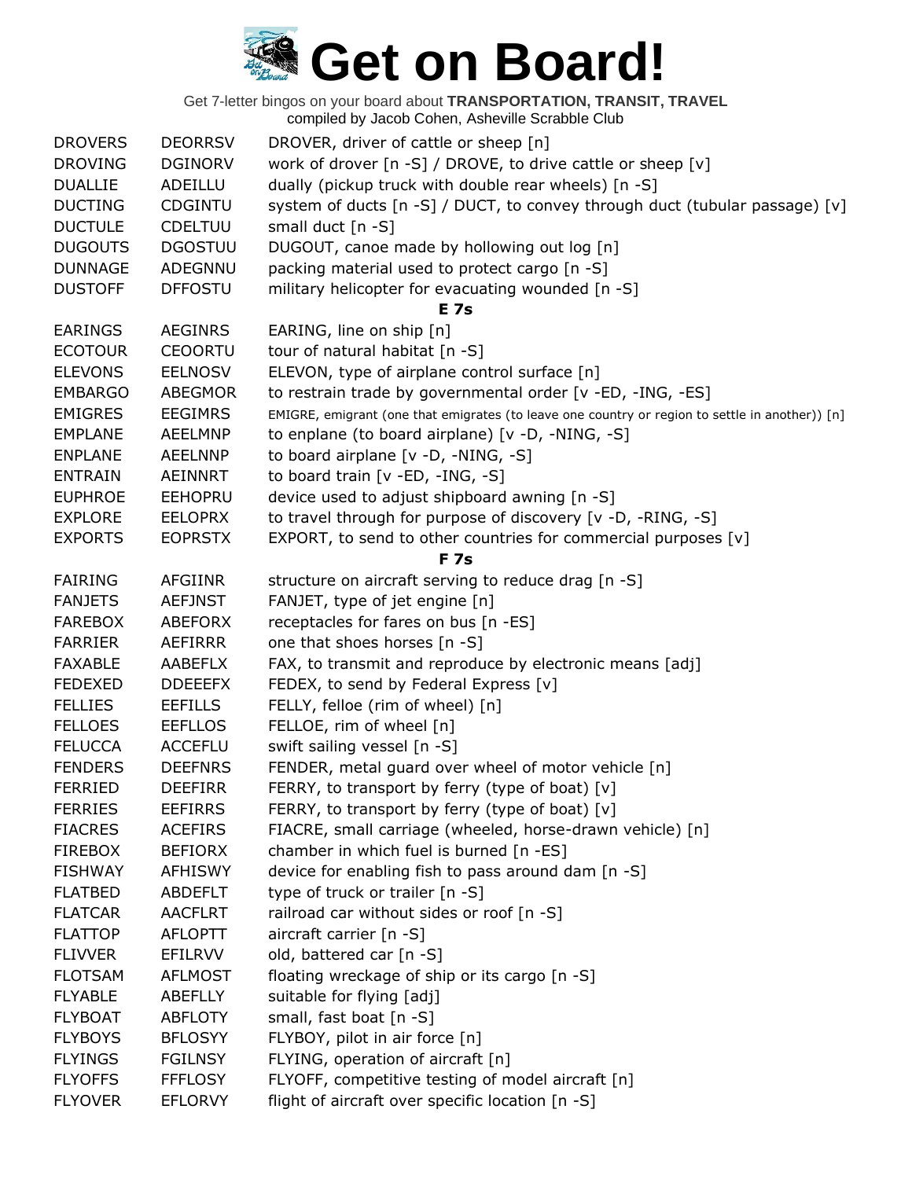# Get on Board!

Get 7-letter bingos on your board about **TRANSPORTATION, TRANSIT, TRAVEL**
compiled by Jacob Cohen, Asheville Scrabble Club

| | | |
|---|---|---|
| DROVERS | DEORRSV | DROVER, driver of cattle or sheep [n] |
| DROVING | DGINORV | work of drover [n -S] / DROVE, to drive cattle or sheep [v] |
| DUALLIE | ADEILLU | dually (pickup truck with double rear wheels) [n -S] |
| DUCTING | CDGINTU | system of ducts [n -S] / DUCT, to convey through duct (tubular passage) [v] |
| DUCTULE | CDELTUU | small duct [n -S] |
| DUGOUTS | DGOSTUU | DUGOUT, canoe made by hollowing out log [n] |
| DUNNAGE | ADEGNNU | packing material used to protect cargo [n -S] |
| DUSTOFF | DFFOSTU | military helicopter for evacuating wounded [n -S] |
| | | **E 7s** |
| EARINGS | AEGINRS | EARING, line on ship [n] |
| ECOTOUR | CEOORTU | tour of natural habitat [n -S] |
| ELEVONS | EELNOSV | ELEVON, type of airplane control surface [n] |
| EMBARGO | ABEGMOR | to restrain trade by governmental order [v -ED, -ING, -ES] |
| EMIGRES | EEGIMRS | EMIGRE, emigrant (one that emigrates (to leave one country or region to settle in another)) [n] |
| EMPLANE | AEELMNP | to enplane (to board airplane) [v -D, -NING, -S] |
| ENPLANE | AEELNNP | to board airplane [v -D, -NING, -S] |
| ENTRAIN | AEINNRT | to board train [v -ED, -ING, -S] |
| EUPHROE | EEHOPRU | device used to adjust shipboard awning [n -S] |
| EXPLORE | EELOPRX | to travel through for purpose of discovery [v -D, -RING, -S] |
| EXPORTS | EOPRSTX | EXPORT, to send to other countries for commercial purposes [v] |
| | | **F 7s** |
| FAIRING | AFGIINR | structure on aircraft serving to reduce drag [n -S] |
| FANJETS | AEFJNST | FANJET, type of jet engine [n] |
| FAREBOX | ABEFORX | receptacles for fares on bus [n -ES] |
| FARRIER | AEFIRRR | one that shoes horses [n -S] |
| FAXABLE | AABEFLX | FAX, to transmit and reproduce by electronic means [adj] |
| FEDEXED | DDEEEFX | FEDEX, to send by Federal Express [v] |
| FELLIES | EEFILLS | FELLY, felloe (rim of wheel) [n] |
| FELLOES | EEFLLOS | FELLOE, rim of wheel [n] |
| FELUCCA | ACCEFLU | swift sailing vessel [n -S] |
| FENDERS | DEEFNRS | FENDER, metal guard over wheel of motor vehicle [n] |
| FERRIED | DEEFIRR | FERRY, to transport by ferry (type of boat) [v] |
| FERRIES | EEFIRRS | FERRY, to transport by ferry (type of boat) [v] |
| FIACRES | ACEFIRS | FIACRE, small carriage (wheeled, horse-drawn vehicle) [n] |
| FIREBOX | BEFIORX | chamber in which fuel is burned [n -ES] |
| FISHWAY | AFHISWY | device for enabling fish to pass around dam [n -S] |
| FLATBED | ABDEFLT | type of truck or trailer [n -S] |
| FLATCAR | AACFLRT | railroad car without sides or roof [n -S] |
| FLATTOP | AFLOPTT | aircraft carrier [n -S] |
| FLIVVER | EFILRVV | old, battered car [n -S] |
| FLOTSAM | AFLMOST | floating wreckage of ship or its cargo [n -S] |
| FLYABLE | ABEFLLY | suitable for flying [adj] |
| FLYBOAT | ABFLOTY | small, fast boat [n -S] |
| FLYBOYS | BFLOSYY | FLYBOY, pilot in air force [n] |
| FLYINGS | FGILNSY | FLYING, operation of aircraft [n] |
| FLYOFFS | FFFLOSY | FLYOFF, competitive testing of model aircraft [n] |
| FLYOVER | EFLORVY | flight of aircraft over specific location [n -S] |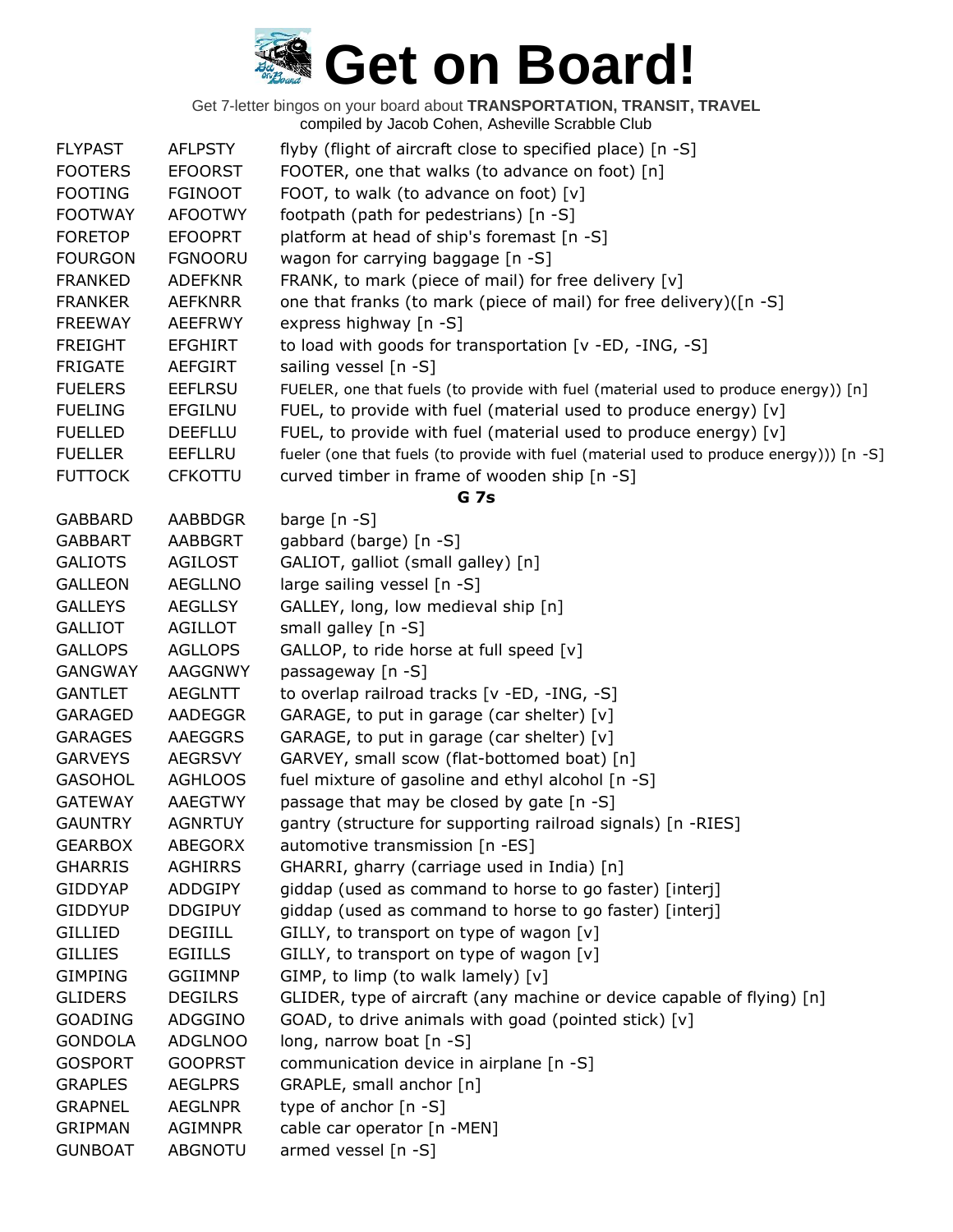# Get on Board!

Get 7-letter bingos on your board about **TRANSPORTATION, TRANSIT, TRAVEL**
compiled by Jacob Cohen, Asheville Scrabble Club

| | | |
|---|---|---|
| FLYPAST | AFLPSTY | flyby (flight of aircraft close to specified place) [n -S] |
| FOOTERS | EFOORST | FOOTER, one that walks (to advance on foot) [n] |
| FOOTING | FGINOOT | FOOT, to walk (to advance on foot) [v] |
| FOOTWAY | AFOOTWY | footpath (path for pedestrians) [n -S] |
| FORETOP | EFOOPRT | platform at head of ship's foremast [n -S] |
| FOURGON | FGNOORU | wagon for carrying baggage [n -S] |
| FRANKED | ADEFKNR | FRANK, to mark (piece of mail) for free delivery [v] |
| FRANKER | AEFKNRR | one that franks (to mark (piece of mail) for free delivery)([n -S] |
| FREEWAY | AEEFRWY | express highway [n -S] |
| FREIGHT | EFGHIRT | to load with goods for transportation [v -ED, -ING, -S] |
| FRIGATE | AEFGIRT | sailing vessel [n -S] |
| FUELERS | EEFLRSU | FUELER, one that fuels (to provide with fuel (material used to produce energy)) [n] |
| FUELING | EFGILNU | FUEL, to provide with fuel (material used to produce energy) [v] |
| FUELLED | DEEFLLU | FUEL, to provide with fuel (material used to produce energy) [v] |
| FUELLER | EEFLLRU | fueler (one that fuels (to provide with fuel (material used to produce energy))) [n -S] |
| FUTTOCK | CFKOTTU | curved timber in frame of wooden ship [n -S] |

**G 7s**

| | | |
|---|---|---|
| GABBARD | AABBDGR | barge [n -S] |
| GABBART | AABBGRT | gabbard (barge) [n -S] |
| GALIOTS | AGILOST | GALIOT, galliot (small galley) [n] |
| GALLEON | AEGLLNO | large sailing vessel [n -S] |
| GALLEYS | AEGLLSY | GALLEY, long, low medieval ship [n] |
| GALLIOT | AGILLOT | small galley [n -S] |
| GALLOPS | AGLLOPS | GALLOP, to ride horse at full speed [v] |
| GANGWAY | AAGGNWY | passageway [n -S] |
| GANTLET | AEGLNTT | to overlap railroad tracks [v -ED, -ING, -S] |
| GARAGED | AADEGGR | GARAGE, to put in garage (car shelter) [v] |
| GARAGES | AAEGGRS | GARAGE, to put in garage (car shelter) [v] |
| GARVEYS | AEGRSVY | GARVEY, small scow (flat-bottomed boat) [n] |
| GASOHOL | AGHLOOS | fuel mixture of gasoline and ethyl alcohol [n -S] |
| GATEWAY | AAEGTWY | passage that may be closed by gate [n -S] |
| GAUNTRY | AGNRTUY | gantry (structure for supporting railroad signals) [n -RIES] |
| GEARBOX | ABEGORX | automotive transmission [n -ES] |
| GHARRIS | AGHIRRS | GHARRI, gharry (carriage used in India) [n] |
| GIDDYAP | ADDGIPY | giddap (used as command to horse to go faster) [interj] |
| GIDDYUP | DDGIPUY | giddap (used as command to horse to go faster) [interj] |
| GILLIED | DEGIILL | GILLY, to transport on type of wagon [v] |
| GILLIES | EGIILLS | GILLY, to transport on type of wagon [v] |
| GIMPING | GGIIMNP | GIMP, to limp (to walk lamely) [v] |
| GLIDERS | DEGILRS | GLIDER, type of aircraft (any machine or device capable of flying) [n] |
| GOADING | ADGGINO | GOAD, to drive animals with goad (pointed stick) [v] |
| GONDOLA | ADGLNOO | long, narrow boat [n -S] |
| GOSPORT | GOOPRST | communication device in airplane [n -S] |
| GRAPLES | AEGLPRS | GRAPLE, small anchor [n] |
| GRAPNEL | AEGLNPR | type of anchor [n -S] |
| GRIPMAN | AGIMNPR | cable car operator [n -MEN] |
| GUNBOAT | ABGNOTU | armed vessel [n -S] |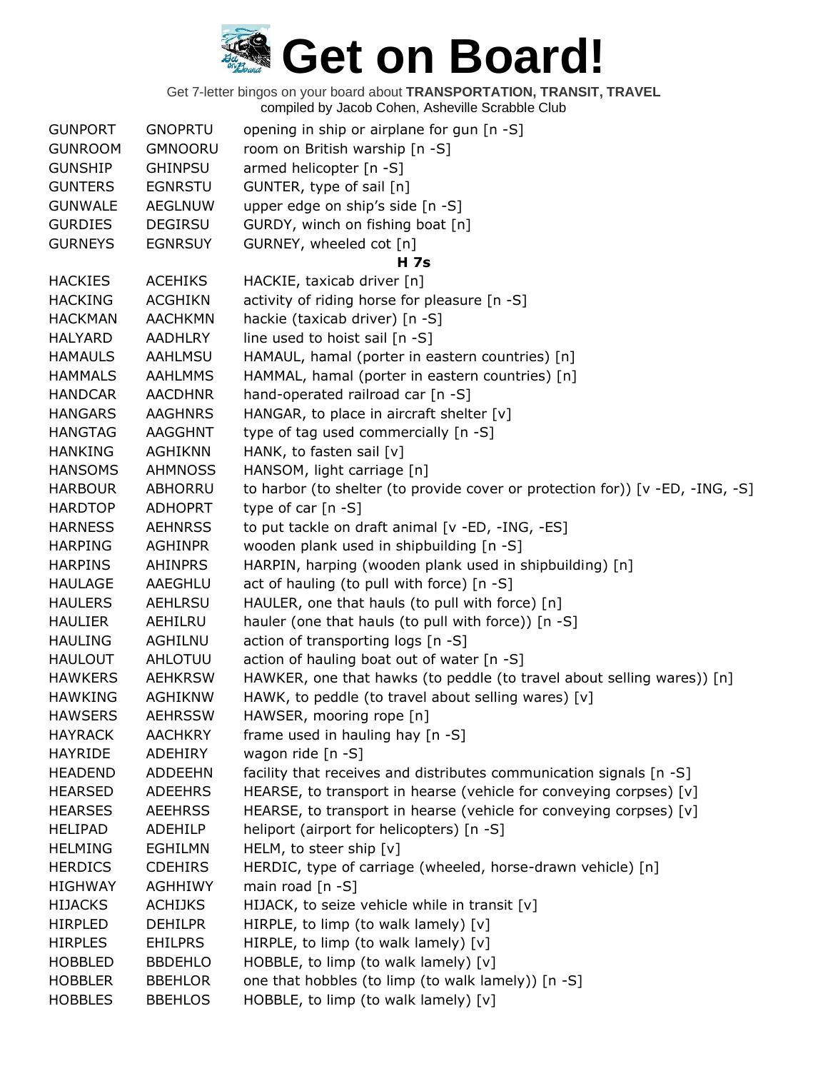# Get on Board!

Get 7-letter bingos on your board about **TRANSPORTATION, TRANSIT, TRAVEL**
compiled by Jacob Cohen, Asheville Scrabble Club

| | | |
|---|---|---|
| GUNPORT | GNOPRTU | opening in ship or airplane for gun [n -S] |
| GUNROOM | GMNOORU | room on British warship [n -S] |
| GUNSHIP | GHINPSU | armed helicopter [n -S] |
| GUNTERS | EGNRSTU | GUNTER, type of sail [n] |
| GUNWALE | AEGLNUW | upper edge on ship's side [n -S] |
| GURDIES | DEGIRSU | GURDY, winch on fishing boat [n] |
| GURNEYS | EGNRSUY | GURNEY, wheeled cot [n] |
| | | **H 7s** |
| HACKIES | ACEHIKS | HACKIE, taxicab driver [n] |
| HACKING | ACGHIKN | activity of riding horse for pleasure [n -S] |
| HACKMAN | AACHKMN | hackie (taxicab driver) [n -S] |
| HALYARD | AADHLRY | line used to hoist sail [n -S] |
| HAMAULS | AAHLMSU | HAMAUL, hamal (porter in eastern countries) [n] |
| HAMMALS | AAHLMMS | HAMMAL, hamal (porter in eastern countries) [n] |
| HANDCAR | AACDHNR | hand-operated railroad car [n -S] |
| HANGARS | AAGHNRS | HANGAR, to place in aircraft shelter [v] |
| HANGTAG | AAGGHNT | type of tag used commercially [n -S] |
| HANKING | AGHIKNN | HANK, to fasten sail [v] |
| HANSOMS | AHMNOSS | HANSOM, light carriage [n] |
| HARBOUR | ABHORRU | to harbor (to shelter (to provide cover or protection for)) [v -ED, -ING, -S] |
| HARDTOP | ADHOPRT | type of car [n -S] |
| HARNESS | AEHNRSS | to put tackle on draft animal [v -ED, -ING, -ES] |
| HARPING | AGHINPR | wooden plank used in shipbuilding [n -S] |
| HARPINS | AHINPRS | HARPIN, harping (wooden plank used in shipbuilding) [n] |
| HAULAGE | AAEGHLU | act of hauling (to pull with force) [n -S] |
| HAULERS | AEHLRSU | HAULER, one that hauls (to pull with force) [n] |
| HAULIER | AEHILRU | hauler (one that hauls (to pull with force)) [n -S] |
| HAULING | AGHILNU | action of transporting logs [n -S] |
| HAULOUT | AHLOTUU | action of hauling boat out of water [n -S] |
| HAWKERS | AEHKRSW | HAWKER, one that hawks (to peddle (to travel about selling wares)) [n] |
| HAWKING | AGHIKNW | HAWK, to peddle (to travel about selling wares) [v] |
| HAWSERS | AEHRSSW | HAWSER, mooring rope [n] |
| HAYRACK | AACHKRY | frame used in hauling hay [n -S] |
| HAYRIDE | ADEHIRY | wagon ride [n -S] |
| HEADEND | ADDEEHN | facility that receives and distributes communication signals [n -S] |
| HEARSED | ADEEHRS | HEARSE, to transport in hearse (vehicle for conveying corpses) [v] |
| HEARSES | AEEHRSS | HEARSE, to transport in hearse (vehicle for conveying corpses) [v] |
| HELIPAD | ADEHILP | heliport (airport for helicopters) [n -S] |
| HELMING | EGHILMN | HELM, to steer ship [v] |
| HERDICS | CDEHIRS | HERDIC, type of carriage (wheeled, horse-drawn vehicle) [n] |
| HIGHWAY | AGHHIWY | main road [n -S] |
| HIJACKS | ACHIJKS | HIJACK, to seize vehicle while in transit [v] |
| HIRPLED | DEHILPR | HIRPLE, to limp (to walk lamely) [v] |
| HIRPLES | EHILPRS | HIRPLE, to limp (to walk lamely) [v] |
| HOBBLED | BBDEHLO | HOBBLE, to limp (to walk lamely) [v] |
| HOBBLER | BBEHLOR | one that hobbles (to limp (to walk lamely)) [n -S] |
| HOBBLES | BBEHLOS | HOBBLE, to limp (to walk lamely) [v] |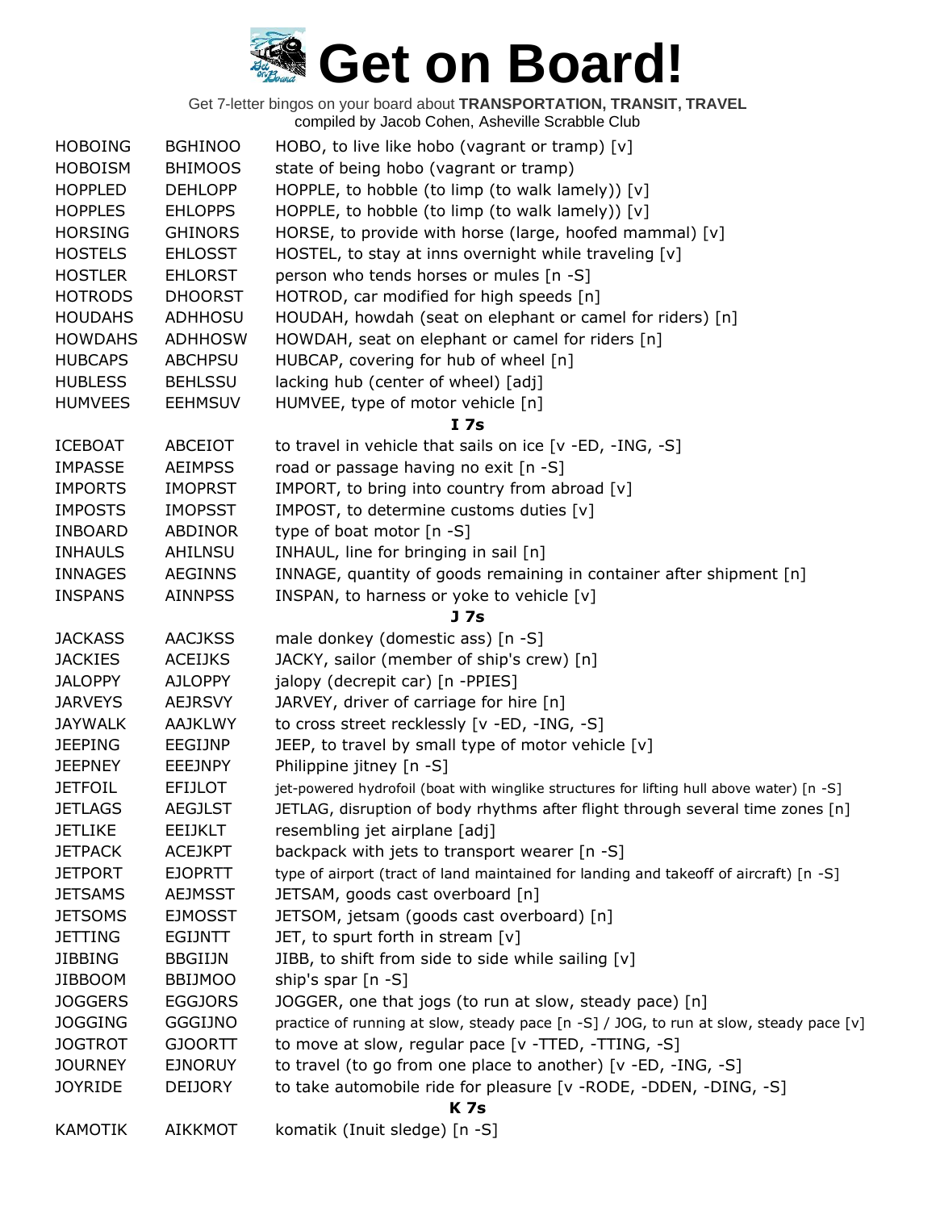# Get on Board!

Get 7-letter bingos on your board about **TRANSPORTATION, TRANSIT, TRAVEL**
compiled by Jacob Cohen, Asheville Scrabble Club

| | | |
|---|---|---|
| HOBOING | BGHINOO | HOBO, to live like hobo (vagrant or tramp) [v] |
| HOBOISM | BHIMOOS | state of being hobo (vagrant or tramp) |
| HOPPLED | DEHLOPP | HOPPLE, to hobble (to limp (to walk lamely)) [v] |
| HOPPLES | EHLOPPS | HOPPLE, to hobble (to limp (to walk lamely)) [v] |
| HORSING | GHINORS | HORSE, to provide with horse (large, hoofed mammal) [v] |
| HOSTELS | EHLOSST | HOSTEL, to stay at inns overnight while traveling [v] |
| HOSTLER | EHLORST | person who tends horses or mules [n -S] |
| HOTRODS | DHOORST | HOTROD, car modified for high speeds [n] |
| HOUDAHS | ADHHOSU | HOUDAH, howdah (seat on elephant or camel for riders) [n] |
| HOWDAHS | ADHHOSW | HOWDAH, seat on elephant or camel for riders [n] |
| HUBCAPS | ABCHPSU | HUBCAP, covering for hub of wheel [n] |
| HUBLESS | BEHLSSU | lacking hub (center of wheel) [adj] |
| HUMVEES | EEHMSUV | HUMVEE, type of motor vehicle [n] |
| | | **I 7s** |
| ICEBOAT | ABCEIOT | to travel in vehicle that sails on ice [v -ED, -ING, -S] |
| IMPASSE | AEIMPSS | road or passage having no exit [n -S] |
| IMPORTS | IMOPRST | IMPORT, to bring into country from abroad [v] |
| IMPOSTS | IMOPSST | IMPOST, to determine customs duties [v] |
| INBOARD | ABDINOR | type of boat motor [n -S] |
| INHAULS | AHILNSU | INHAUL, line for bringing in sail [n] |
| INNAGES | AEGINNS | INNAGE, quantity of goods remaining in container after shipment [n] |
| INSPANS | AINNPSS | INSPAN, to harness or yoke to vehicle [v] |
| | | **J 7s** |
| JACKASS | AACJKSS | male donkey (domestic ass) [n -S] |
| JACKIES | ACEIJKS | JACKY, sailor (member of ship's crew) [n] |
| JALOPPY | AJLOPPY | jalopy (decrepit car) [n -PPIES] |
| JARVEYS | AEJRSVY | JARVEY, driver of carriage for hire [n] |
| JAYWALK | AAJKLWY | to cross street recklessly [v -ED, -ING, -S] |
| JEEPING | EEGIJNP | JEEP, to travel by small type of motor vehicle [v] |
| JEEPNEY | EEEJNPY | Philippine jitney [n -S] |
| JETFOIL | EFIJLOT | jet-powered hydrofoil (boat with winglike structures for lifting hull above water) [n -S] |
| JETLAGS | AEGJLST | JETLAG, disruption of body rhythms after flight through several time zones [n] |
| JETLIKE | EEIJKLT | resembling jet airplane [adj] |
| JETPACK | ACEJKPT | backpack with jets to transport wearer [n -S] |
| JETPORT | EJOPRTT | type of airport (tract of land maintained for landing and takeoff of aircraft) [n -S] |
| JETSAMS | AEJMSST | JETSAM, goods cast overboard [n] |
| JETSOMS | EJMOSST | JETSOM, jetsam (goods cast overboard) [n] |
| JETTING | EGIJNTT | JET, to spurt forth in stream [v] |
| JIBBING | BBGIIJN | JIBB, to shift from side to side while sailing [v] |
| JIBBOOM | BBIJMOO | ship's spar [n -S] |
| JOGGERS | EGGJORS | JOGGER, one that jogs (to run at slow, steady pace) [n] |
| JOGGING | GGGIJNO | practice of running at slow, steady pace [n -S] / JOG, to run at slow, steady pace [v] |
| JOGTROT | GJOORTT | to move at slow, regular pace [v -TTED, -TTING, -S] |
| JOURNEY | EJNORUY | to travel (to go from one place to another) [v -ED, -ING, -S] |
| JOYRIDE | DEIJORY | to take automobile ride for pleasure [v -RODE, -DDEN, -DING, -S] |
| | | **K 7s** |
| KAMOTIK | AIKKMOT | komatik (Inuit sledge) [n -S] |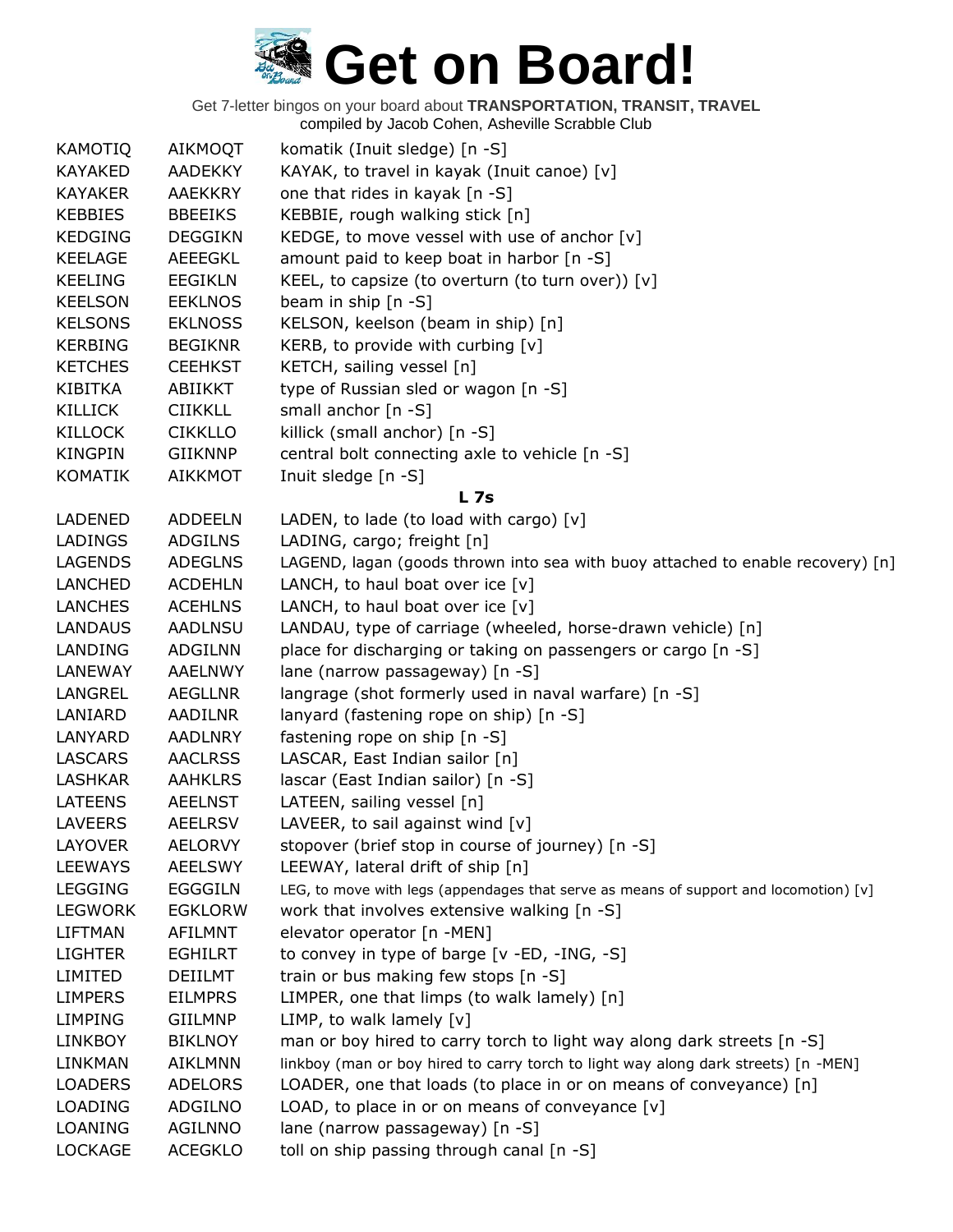# Get on Board!

Get 7-letter bingos on your board about **TRANSPORTATION, TRANSIT, TRAVEL**
compiled by Jacob Cohen, Asheville Scrabble Club

| | | |
|---|---|---|
| KAMOTIQ | AIKMOQT | komatik (Inuit sledge) [n -S] |
| KAYAKED | AADEKKY | KAYAK, to travel in kayak (Inuit canoe) [v] |
| KAYAKER | AAEKKRY | one that rides in kayak [n -S] |
| KEBBIES | BBEEIKS | KEBBIE, rough walking stick [n] |
| KEDGING | DEGGIKN | KEDGE, to move vessel with use of anchor [v] |
| KEELAGE | AEEEGKL | amount paid to keep boat in harbor [n -S] |
| KEELING | EEGIKLN | KEEL, to capsize (to overturn (to turn over)) [v] |
| KEELSON | EEKLNOS | beam in ship [n -S] |
| KELSONS | EKLNOSS | KELSON, keelson (beam in ship) [n] |
| KERBING | BEGIKNR | KERB, to provide with curbing [v] |
| KETCHES | CEEHKST | KETCH, sailing vessel [n] |
| KIBITKA | ABIIKKT | type of Russian sled or wagon [n -S] |
| KILLICK | CIIKKLL | small anchor [n -S] |
| KILLOCK | CIKKLLO | killick (small anchor) [n -S] |
| KINGPIN | GIIKNNP | central bolt connecting axle to vehicle [n -S] |
| KOMATIK | AIKKMOT | Inuit sledge [n -S] |

**L 7s**

| | | |
|---|---|---|
| LADENED | ADDEELN | LADEN, to lade (to load with cargo) [v] |
| LADINGS | ADGILNS | LADING, cargo; freight [n] |
| LAGENDS | ADEGLNS | LAGEND, lagan (goods thrown into sea with buoy attached to enable recovery) [n] |
| LANCHED | ACDEHLN | LANCH, to haul boat over ice [v] |
| LANCHES | ACEHLNS | LANCH, to haul boat over ice [v] |
| LANDAUS | AADLNSU | LANDAU, type of carriage (wheeled, horse-drawn vehicle) [n] |
| LANDING | ADGILNN | place for discharging or taking on passengers or cargo [n -S] |
| LANEWAY | AAELNWY | lane (narrow passageway) [n -S] |
| LANGREL | AEGLLNR | langrage (shot formerly used in naval warfare) [n -S] |
| LANIARD | AADILNR | lanyard (fastening rope on ship) [n -S] |
| LANYARD | AADLNRY | fastening rope on ship [n -S] |
| LASCARS | AACLRSS | LASCAR, East Indian sailor [n] |
| LASHKAR | AAHKLRS | lascar (East Indian sailor) [n -S] |
| LATEENS | AEELNST | LATEEN, sailing vessel [n] |
| LAVEERS | AEELRSV | LAVEER, to sail against wind [v] |
| LAYOVER | AELORVY | stopover (brief stop in course of journey) [n -S] |
| LEEWAYS | AEELSWY | LEEWAY, lateral drift of ship [n] |
| LEGGING | EGGGILN | LEG, to move with legs (appendages that serve as means of support and locomotion) [v] |
| LEGWORK | EGKLORW | work that involves extensive walking [n -S] |
| LIFTMAN | AFILMNT | elevator operator [n -MEN] |
| LIGHTER | EGHILRT | to convey in type of barge [v -ED, -ING, -S] |
| LIMITED | DEIILMT | train or bus making few stops [n -S] |
| LIMPERS | EILMPRS | LIMPER, one that limps (to walk lamely) [n] |
| LIMPING | GIILMNP | LIMP, to walk lamely [v] |
| LINKBOY | BIKLNOY | man or boy hired to carry torch to light way along dark streets [n -S] |
| LINKMAN | AIKLMNN | linkboy (man or boy hired to carry torch to light way along dark streets) [n -MEN] |
| LOADERS | ADELORS | LOADER, one that loads (to place in or on means of conveyance) [n] |
| LOADING | ADGILNO | LOAD, to place in or on means of conveyance [v] |
| LOANING | AGILNNO | lane (narrow passageway) [n -S] |
| LOCKAGE | ACEGKLO | toll on ship passing through canal [n -S] |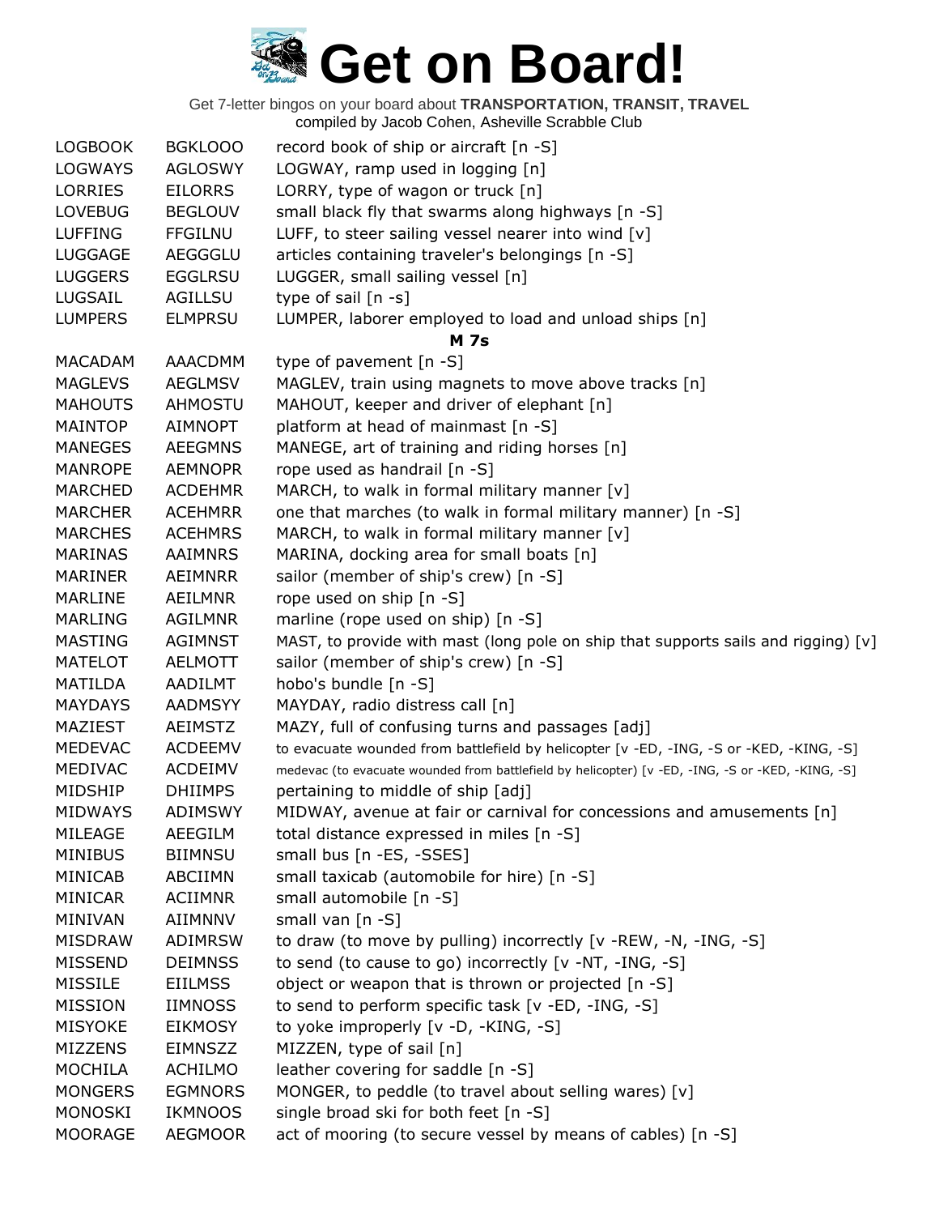# Get on Board!

Get 7-letter bingos on your board about **TRANSPORTATION, TRANSIT, TRAVEL**
compiled by Jacob Cohen, Asheville Scrabble Club

| | | |
|---|---|---|
| LOGBOOK | BGKLOOO | record book of ship or aircraft [n -S] |
| LOGWAYS | AGLOSWY | LOGWAY, ramp used in logging [n] |
| LORRIES | EILORRS | LORRY, type of wagon or truck [n] |
| LOVEBUG | BEGLOUV | small black fly that swarms along highways [n -S] |
| LUFFING | FFGILNU | LUFF, to steer sailing vessel nearer into wind [v] |
| LUGGAGE | AEGGGLU | articles containing traveler's belongings [n -S] |
| LUGGERS | EGGLRSU | LUGGER, small sailing vessel [n] |
| LUGSAIL | AGILLSU | type of sail [n -s] |
| LUMPERS | ELMPRSU | LUMPER, laborer employed to load and unload ships [n] |
| | | **M 7s** |
| MACADAM | AAACDMM | type of pavement [n -S] |
| MAGLEVS | AEGLMSV | MAGLEV, train using magnets to move above tracks [n] |
| MAHOUTS | AHMOSTU | MAHOUT, keeper and driver of elephant [n] |
| MAINTOP | AIMNOPT | platform at head of mainmast [n -S] |
| MANEGES | AEEGMNS | MANEGE, art of training and riding horses [n] |
| MANROPE | AEMNOPR | rope used as handrail [n -S] |
| MARCHED | ACDEHMR | MARCH, to walk in formal military manner [v] |
| MARCHER | ACEHMRR | one that marches (to walk in formal military manner) [n -S] |
| MARCHES | ACEHMRS | MARCH, to walk in formal military manner [v] |
| MARINAS | AAIMNRS | MARINA, docking area for small boats [n] |
| MARINER | AEIMNRR | sailor (member of ship's crew) [n -S] |
| MARLINE | AEILMNR | rope used on ship [n -S] |
| MARLING | AGILMNR | marline (rope used on ship) [n -S] |
| MASTING | AGIMNST | MAST, to provide with mast (long pole on ship that supports sails and rigging) [v] |
| MATELOT | AELMOTT | sailor (member of ship's crew) [n -S] |
| MATILDA | AADILMT | hobo's bundle [n -S] |
| MAYDAYS | AADMSYY | MAYDAY, radio distress call [n] |
| MAZIEST | AEIMSTZ | MAZY, full of confusing turns and passages [adj] |
| MEDEVAC | ACDEEMV | to evacuate wounded from battlefield by helicopter [v -ED, -ING, -S or -KED, -KING, -S] |
| MEDIVAC | ACDEIMV | medevac (to evacuate wounded from battlefield by helicopter) [v -ED, -ING, -S or -KED, -KING, -S] |
| MIDSHIP | DHIIMPS | pertaining to middle of ship [adj] |
| MIDWAYS | ADIMSWY | MIDWAY, avenue at fair or carnival for concessions and amusements [n] |
| MILEAGE | AEEGILM | total distance expressed in miles [n -S] |
| MINIBUS | BIIMNSU | small bus [n -ES, -SSES] |
| MINICAB | ABCIIMN | small taxicab (automobile for hire) [n -S] |
| MINICAR | ACIIMNR | small automobile [n -S] |
| MINIVAN | AIIMNNV | small van [n -S] |
| MISDRAW | ADIMRSW | to draw (to move by pulling) incorrectly [v -REW, -N, -ING, -S] |
| MISSEND | DEIMNSS | to send (to cause to go) incorrectly [v -NT, -ING, -S] |
| MISSILE | EIILMSS | object or weapon that is thrown or projected [n -S] |
| MISSION | IIMNOSS | to send to perform specific task [v -ED, -ING, -S] |
| MISYOKE | EIKMOSY | to yoke improperly [v -D, -KING, -S] |
| MIZZENS | EIMNSZZ | MIZZEN, type of sail [n] |
| MOCHILA | ACHILMO | leather covering for saddle [n -S] |
| MONGERS | EGMNORS | MONGER, to peddle (to travel about selling wares) [v] |
| MONOSKI | IKMNOOS | single broad ski for both feet [n -S] |
| MOORAGE | AEGMOOR | act of mooring (to secure vessel by means of cables) [n -S] |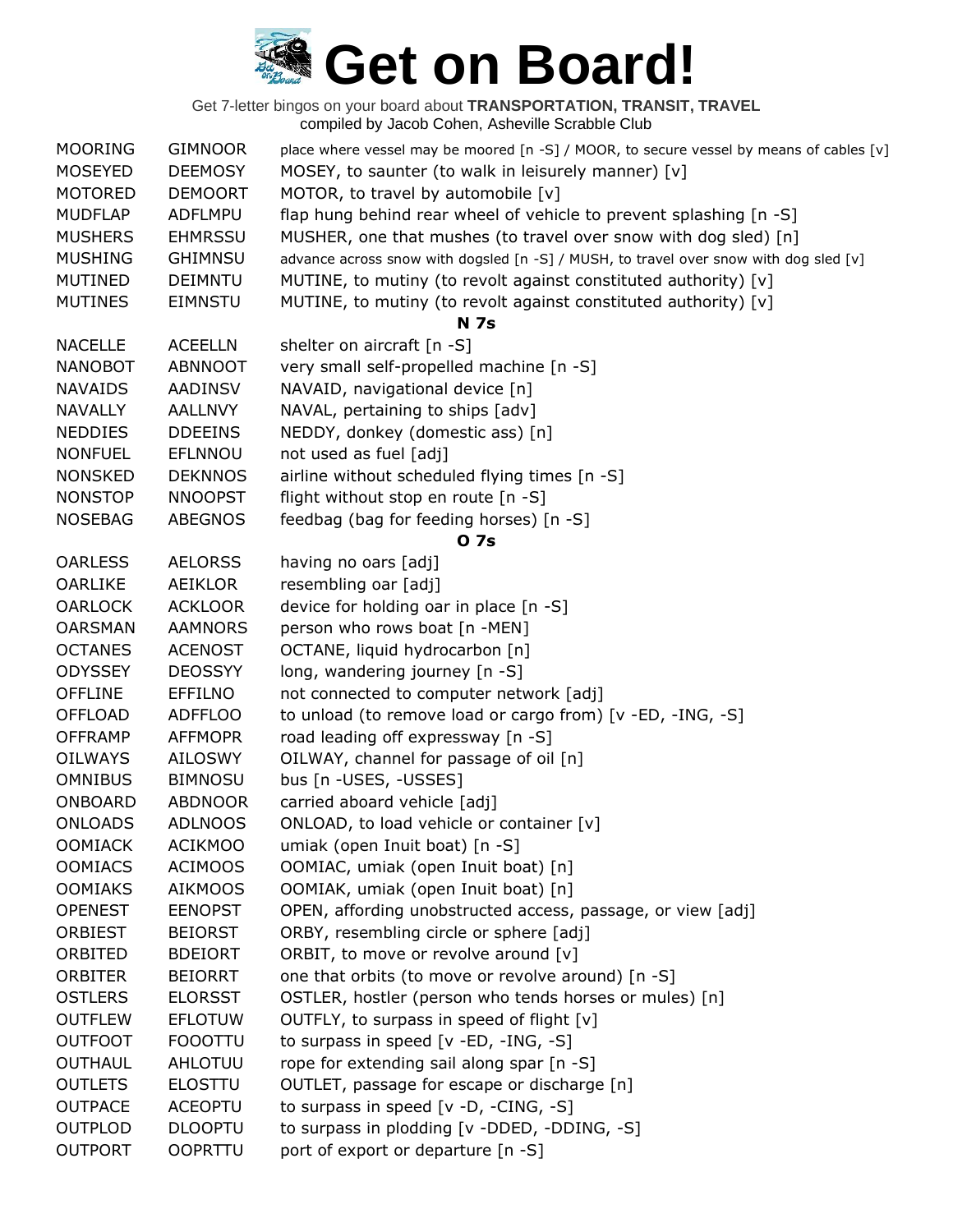# Get on Board!

Get 7-letter bingos on your board about **TRANSPORTATION, TRANSIT, TRAVEL**
compiled by Jacob Cohen, Asheville Scrabble Club

| | | |
|---|---|---|
| MOORING | GIMNOOR | place where vessel may be moored [n -S] / MOOR, to secure vessel by means of cables [v] |
| MOSEYED | DEEMOSY | MOSEY, to saunter (to walk in leisurely manner) [v] |
| MOTORED | DEMOORT | MOTOR, to travel by automobile [v] |
| MUDFLAP | ADFLMPU | flap hung behind rear wheel of vehicle to prevent splashing [n -S] |
| MUSHERS | EHMRSSU | MUSHER, one that mushes (to travel over snow with dog sled) [n] |
| MUSHING | GHIMNSU | advance across snow with dogsled [n -S] / MUSH, to travel over snow with dog sled [v] |
| MUTINED | DEIMNTU | MUTINE, to mutiny (to revolt against constituted authority) [v] |
| MUTINES | EIMNSTU | MUTINE, to mutiny (to revolt against constituted authority) [v] |
| | | **N 7s** |
| NACELLE | ACEELLN | shelter on aircraft [n -S] |
| NANOBOT | ABNNOOT | very small self-propelled machine [n -S] |
| NAVAIDS | AADINSV | NAVAID, navigational device [n] |
| NAVALLY | AALLNVY | NAVAL, pertaining to ships [adv] |
| NEDDIES | DDEEINS | NEDDY, donkey (domestic ass) [n] |
| NONFUEL | EFLNNOU | not used as fuel [adj] |
| NONSKED | DEKNNOS | airline without scheduled flying times [n -S] |
| NONSTOP | NNOOPST | flight without stop en route [n -S] |
| NOSEBAG | ABEGNOS | feedbag (bag for feeding horses) [n -S] |
| | | **O 7s** |
| OARLESS | AELORSS | having no oars [adj] |
| OARLIKE | AEIKLOR | resembling oar [adj] |
| OARLOCK | ACKLOOR | device for holding oar in place [n -S] |
| OARSMAN | AAMNORS | person who rows boat [n -MEN] |
| OCTANES | ACENOST | OCTANE, liquid hydrocarbon [n] |
| ODYSSEY | DEOSSYY | long, wandering journey [n -S] |
| OFFLINE | EFFILNO | not connected to computer network [adj] |
| OFFLOAD | ADFFLOO | to unload (to remove load or cargo from) [v -ED, -ING, -S] |
| OFFRAMP | AFFMOPR | road leading off expressway [n -S] |
| OILWAYS | AILOSWY | OILWAY, channel for passage of oil [n] |
| OMNIBUS | BIMNOSU | bus [n -USES, -USSES] |
| ONBOARD | ABDNOOR | carried aboard vehicle [adj] |
| ONLOADS | ADLNOOS | ONLOAD, to load vehicle or container [v] |
| OOMIACK | ACIKMOO | umiak (open Inuit boat) [n -S] |
| OOMIACS | ACIMOOS | OOMIAC, umiak (open Inuit boat) [n] |
| OOMIAKS | AIKMOOS | OOMIAK, umiak (open Inuit boat) [n] |
| OPENEST | EENOPST | OPEN, affording unobstructed access, passage, or view [adj] |
| ORBIEST | BEIORST | ORBY, resembling circle or sphere [adj] |
| ORBITED | BDEIORT | ORBIT, to move or revolve around [v] |
| ORBITER | BEIORRT | one that orbits (to move or revolve around) [n -S] |
| OSTLERS | ELORSST | OSTLER, hostler (person who tends horses or mules) [n] |
| OUTFLEW | EFLOTUW | OUTFLY, to surpass in speed of flight [v] |
| OUTFOOT | FOOOTTU | to surpass in speed [v -ED, -ING, -S] |
| OUTHAUL | AHLOTUU | rope for extending sail along spar [n -S] |
| OUTLETS | ELOSTTU | OUTLET, passage for escape or discharge [n] |
| OUTPACE | ACEOPTU | to surpass in speed [v -D, -CING, -S] |
| OUTPLOD | DLOOPTU | to surpass in plodding [v -DDED, -DDING, -S] |
| OUTPORT | OOPRTTU | port of export or departure [n -S] |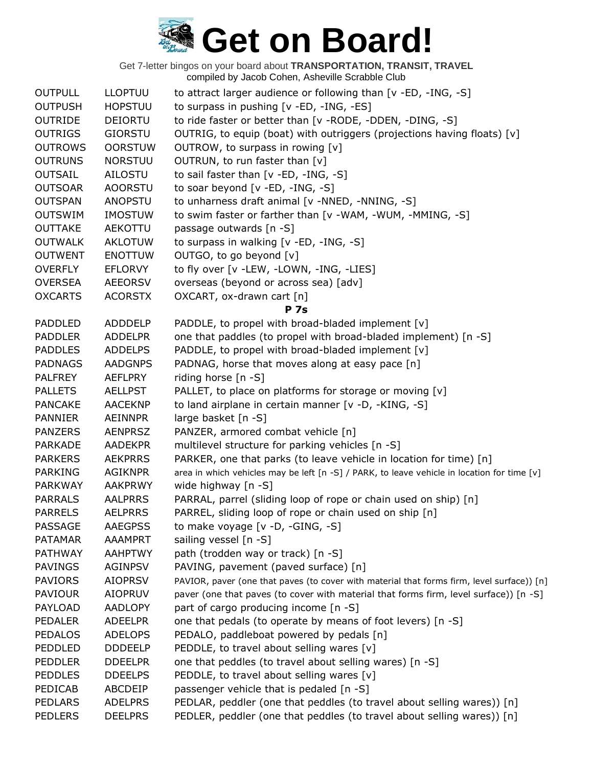# Get on Board!

Get 7-letter bingos on your board about **TRANSPORTATION, TRANSIT, TRAVEL**
compiled by Jacob Cohen, Asheville Scrabble Club

| | | |
|---|---|---|
| OUTPULL | LLOPTUU | to attract larger audience or following than [v -ED, -ING, -S] |
| OUTPUSH | HOPSTUU | to surpass in pushing [v -ED, -ING, -ES] |
| OUTRIDE | DEIORTU | to ride faster or better than [v -RODE, -DDEN, -DING, -S] |
| OUTRIGS | GIORSTU | OUTRIG, to equip (boat) with outriggers (projections having floats) [v] |
| OUTROWS | OORSTUW | OUTROW, to surpass in rowing [v] |
| OUTRUNS | NORSTUU | OUTRUN, to run faster than [v] |
| OUTSAIL | AILOSTU | to sail faster than [v -ED, -ING, -S] |
| OUTSOAR | AOORSTU | to soar beyond [v -ED, -ING, -S] |
| OUTSPAN | ANOPSTU | to unharness draft animal [v -NNED, -NNING, -S] |
| OUTSWIM | IMOSTUW | to swim faster or farther than [v -WAM, -WUM, -MMING, -S] |
| OUTTAKE | AEKOTTU | passage outwards [n -S] |
| OUTWALK | AKLOTUW | to surpass in walking [v -ED, -ING, -S] |
| OUTWENT | ENOTTUW | OUTGO, to go beyond [v] |
| OVERFLY | EFLORVY | to fly over [v -LEW, -LOWN, -ING, -LIES] |
| OVERSEA | AEEORSV | overseas (beyond or across sea) [adv] |
| OXCARTS | ACORSTX | OXCART, ox-drawn cart [n] |

**P 7s**

| | | |
|---|---|---|
| PADDLED | ADDDELP | PADDLE, to propel with broad-bladed implement [v] |
| PADDLER | ADDELPR | one that paddles (to propel with broad-bladed implement) [n -S] |
| PADDLES | ADDELPS | PADDLE, to propel with broad-bladed implement [v] |
| PADNAGS | AADGNPS | PADNAG, horse that moves along at easy pace [n] |
| PALFREY | AEFLPRY | riding horse [n -S] |
| PALLETS | AELLPST | PALLET, to place on platforms for storage or moving [v] |
| PANCAKE | AACEKNP | to land airplane in certain manner [v -D, -KING, -S] |
| PANNIER | AEINNPR | large basket [n -S] |
| PANZERS | AENPRSZ | PANZER, armored combat vehicle [n] |
| PARKADE | AADEKPR | multilevel structure for parking vehicles [n -S] |
| PARKERS | AEKPRRS | PARKER, one that parks (to leave vehicle in location for time) [n] |
| PARKING | AGIKNPR | area in which vehicles may be left [n -S] / PARK, to leave vehicle in location for time [v] |
| PARKWAY | AAKPRWY | wide highway [n -S] |
| PARRALS | AALPRRS | PARRAL, parrel (sliding loop of rope or chain used on ship) [n] |
| PARRELS | AELPRRS | PARREL, sliding loop of rope or chain used on ship [n] |
| PASSAGE | AAEGPSS | to make voyage [v -D, -GING, -S] |
| PATAMAR | AAAMPRT | sailing vessel [n -S] |
| PATHWAY | AAHPTWY | path (trodden way or track) [n -S] |
| PAVINGS | AGINPSV | PAVING, pavement (paved surface) [n] |
| PAVIORS | AIOPRSV | PAVIOR, paver (one that paves (to cover with material that forms firm, level surface)) [n] |
| PAVIOUR | AIOPRUV | paver (one that paves (to cover with material that forms firm, level surface)) [n -S] |
| PAYLOAD | AADLOPY | part of cargo producing income [n -S] |
| PEDALER | ADEELPR | one that pedals (to operate by means of foot levers) [n -S] |
| PEDALOS | ADELOPS | PEDALO, paddleboat powered by pedals [n] |
| PEDDLED | DDDEELP | PEDDLE, to travel about selling wares [v] |
| PEDDLER | DDEELPR | one that peddles (to travel about selling wares) [n -S] |
| PEDDLES | DDEELPS | PEDDLE, to travel about selling wares [v] |
| PEDICAB | ABCDEIP | passenger vehicle that is pedaled [n -S] |
| PEDLARS | ADELPRS | PEDLAR, peddler (one that peddles (to travel about selling wares)) [n] |
| PEDLERS | DEELPRS | PEDLER, peddler (one that peddles (to travel about selling wares)) [n] |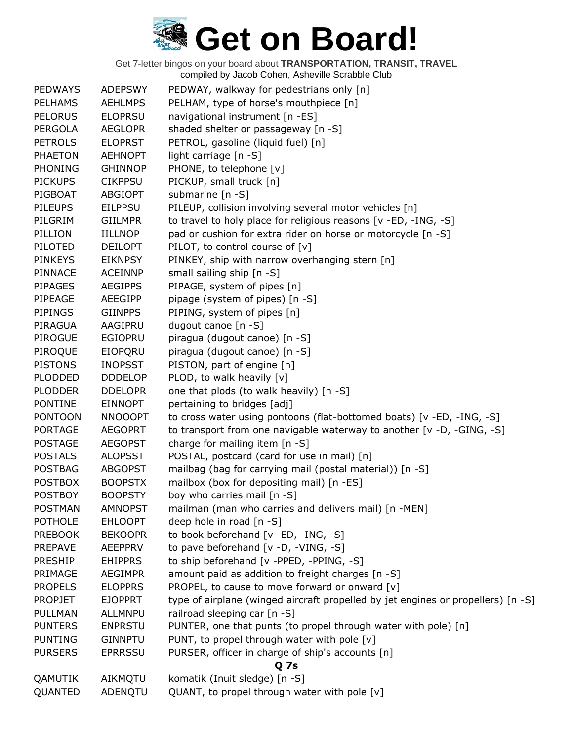# Get on Board!

Get 7-letter bingos on your board about **TRANSPORTATION, TRANSIT, TRAVEL**
compiled by Jacob Cohen, Asheville Scrabble Club

| | | |
|---|---|---|
| PEDWAYS | ADEPSWY | PEDWAY, walkway for pedestrians only [n] |
| PELHAMS | AEHLMPS | PELHAM, type of horse's mouthpiece [n] |
| PELORUS | ELOPRSU | navigational instrument [n -ES] |
| PERGOLA | AEGLOPR | shaded shelter or passageway [n -S] |
| PETROLS | ELOPRST | PETROL, gasoline (liquid fuel) [n] |
| PHAETON | AEHNOPT | light carriage [n -S] |
| PHONING | GHINNOP | PHONE, to telephone [v] |
| PICKUPS | CIKPPSU | PICKUP, small truck [n] |
| PIGBOAT | ABGIOPT | submarine [n -S] |
| PILEUPS | EILPPSU | PILEUP, collision involving several motor vehicles [n] |
| PILGRIM | GIILMPR | to travel to holy place for religious reasons [v -ED, -ING, -S] |
| PILLION | IILLNOP | pad or cushion for extra rider on horse or motorcycle [n -S] |
| PILOTED | DEILOPT | PILOT, to control course of [v] |
| PINKEYS | EIKNPSY | PINKEY, ship with narrow overhanging stern [n] |
| PINNACE | ACEINNP | small sailing ship [n -S] |
| PIPAGES | AEGIPPS | PIPAGE, system of pipes [n] |
| PIPEAGE | AEEGIPP | pipage (system of pipes) [n -S] |
| PIPINGS | GIINPPS | PIPING, system of pipes [n] |
| PIRAGUA | AAGIPRU | dugout canoe [n -S] |
| PIROGUE | EGIOPRU | piragua (dugout canoe) [n -S] |
| PIROQUE | EIOPQRU | piragua (dugout canoe) [n -S] |
| PISTONS | INOPSST | PISTON, part of engine [n] |
| PLODDED | DDDELOP | PLOD, to walk heavily [v] |
| PLODDER | DDELOPR | one that plods (to walk heavily) [n -S] |
| PONTINE | EINNOPT | pertaining to bridges [adj] |
| PONTOON | NNOOOPT | to cross water using pontoons (flat-bottomed boats) [v -ED, -ING, -S] |
| PORTAGE | AEGOPRT | to transport from one navigable waterway to another [v -D, -GING, -S] |
| POSTAGE | AEGOPST | charge for mailing item [n -S] |
| POSTALS | ALOPSST | POSTAL, postcard (card for use in mail) [n] |
| POSTBAG | ABGOPST | mailbag (bag for carrying mail (postal material)) [n -S] |
| POSTBOX | BOOPSTX | mailbox (box for depositing mail) [n -ES] |
| POSTBOY | BOOPSTY | boy who carries mail [n -S] |
| POSTMAN | AMNOPST | mailman (man who carries and delivers mail) [n -MEN] |
| POTHOLE | EHLOOPT | deep hole in road [n -S] |
| PREBOOK | BEKOOPR | to book beforehand [v -ED, -ING, -S] |
| PREPAVE | AEEPPRV | to pave beforehand [v -D, -VING, -S] |
| PRESHIP | EHIPPRS | to ship beforehand [v -PPED, -PPING, -S] |
| PRIMAGE | AEGIMPR | amount paid as addition to freight charges [n -S] |
| PROPELS | ELOPPRS | PROPEL, to cause to move forward or onward [v] |
| PROPJET | EJOPPRT | type of airplane (winged aircraft propelled by jet engines or propellers) [n -S] |
| PULLMAN | ALLMNPU | railroad sleeping car [n -S] |
| PUNTERS | ENPRSTU | PUNTER, one that punts (to propel through water with pole) [n] |
| PUNTING | GINNPTU | PUNT, to propel through water with pole [v] |
| PURSERS | EPRRSSU | PURSER, officer in charge of ship's accounts [n] |

### Q 7s

| | | |
|---|---|---|
| QAMUTIK | AIKMQTU | komatik (Inuit sledge) [n -S] |
| QUANTED | ADENQTU | QUANT, to propel through water with pole [v] |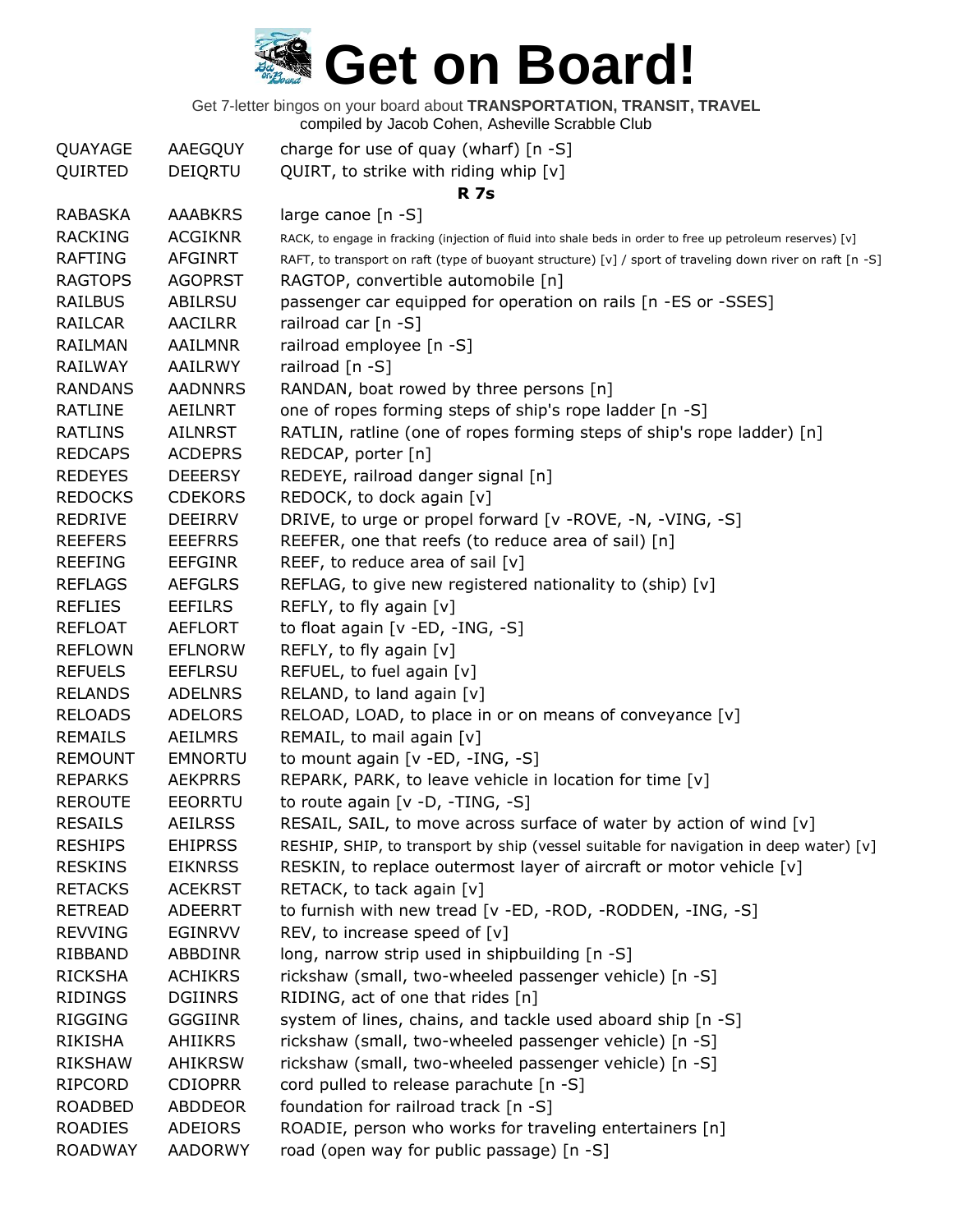# Get on Board!

Get 7-letter bingos on your board about **TRANSPORTATION, TRANSIT, TRAVEL**
compiled by Jacob Cohen, Asheville Scrabble Club

| | | |
|---|---|---|
| QUAYAGE | AAEGQUY | charge for use of quay (wharf) [n -S] |
| QUIRTED | DEIQRTU | QUIRT, to strike with riding whip [v] |

**R 7s**

| | | |
|---|---|---|
| RABASKA | AAABKRS | large canoe [n -S] |
| RACKING | ACGIKNR | RACK, to engage in fracking (injection of fluid into shale beds in order to free up petroleum reserves) [v] |
| RAFTING | AFGINRT | RAFT, to transport on raft (type of buoyant structure) [v] / sport of traveling down river on raft [n -S] |
| RAGTOPS | AGOPRST | RAGTOP, convertible automobile [n] |
| RAILBUS | ABILRSU | passenger car equipped for operation on rails [n -ES or -SSES] |
| RAILCAR | AACILRR | railroad car [n -S] |
| RAILMAN | AAILMNR | railroad employee [n -S] |
| RAILWAY | AAILRWY | railroad [n -S] |
| RANDANS | AADNNRS | RANDAN, boat rowed by three persons [n] |
| RATLINE | AEILNRT | one of ropes forming steps of ship's rope ladder [n -S] |
| RATLINS | AILNRST | RATLIN, ratline (one of ropes forming steps of ship's rope ladder) [n] |
| REDCAPS | ACDEPRS | REDCAP, porter [n] |
| REDEYES | DEEERSY | REDEYE, railroad danger signal [n] |
| REDOCKS | CDEKORS | REDOCK, to dock again [v] |
| REDRIVE | DEEIRRV | DRIVE, to urge or propel forward [v -ROVE, -N, -VING, -S] |
| REEFERS | EEEFRRS | REEFER, one that reefs (to reduce area of sail) [n] |
| REEFING | EEFGINR | REEF, to reduce area of sail [v] |
| REFLAGS | AEFGLRS | REFLAG, to give new registered nationality to (ship) [v] |
| REFLIES | EEFILRS | REFLY, to fly again [v] |
| REFLOAT | AEFLORT | to float again [v -ED, -ING, -S] |
| REFLOWN | EFLNORW | REFLY, to fly again [v] |
| REFUELS | EEFLRSU | REFUEL, to fuel again [v] |
| RELANDS | ADELNRS | RELAND, to land again [v] |
| RELOADS | ADELORS | RELOAD, LOAD, to place in or on means of conveyance [v] |
| REMAILS | AEILMRS | REMAIL, to mail again [v] |
| REMOUNT | EMNORTU | to mount again [v -ED, -ING, -S] |
| REPARKS | AEKPRRS | REPARK, PARK, to leave vehicle in location for time [v] |
| REROUTE | EEORRTU | to route again [v -D, -TING, -S] |
| RESAILS | AEILRSS | RESAIL, SAIL, to move across surface of water by action of wind [v] |
| RESHIPS | EHIPRSS | RESHIP, SHIP, to transport by ship (vessel suitable for navigation in deep water) [v] |
| RESKINS | EIKNRSS | RESKIN, to replace outermost layer of aircraft or motor vehicle [v] |
| RETACKS | ACEKRST | RETACK, to tack again [v] |
| RETREAD | ADEERRT | to furnish with new tread [v -ED, -ROD, -RODDEN, -ING, -S] |
| REVVING | EGINRVV | REV, to increase speed of [v] |
| RIBBAND | ABBDINR | long, narrow strip used in shipbuilding [n -S] |
| RICKSHA | ACHIKRS | rickshaw (small, two-wheeled passenger vehicle) [n -S] |
| RIDINGS | DGIINRS | RIDING, act of one that rides [n] |
| RIGGING | GGGIINR | system of lines, chains, and tackle used aboard ship [n -S] |
| RIKISHA | AHIIKRS | rickshaw (small, two-wheeled passenger vehicle) [n -S] |
| RIKSHAW | AHIKRSW | rickshaw (small, two-wheeled passenger vehicle) [n -S] |
| RIPCORD | CDIOPRR | cord pulled to release parachute [n -S] |
| ROADBED | ABDDEOR | foundation for railroad track [n -S] |
| ROADIES | ADEIORS | ROADIE, person who works for traveling entertainers [n] |
| ROADWAY | AADORWY | road (open way for public passage) [n -S] |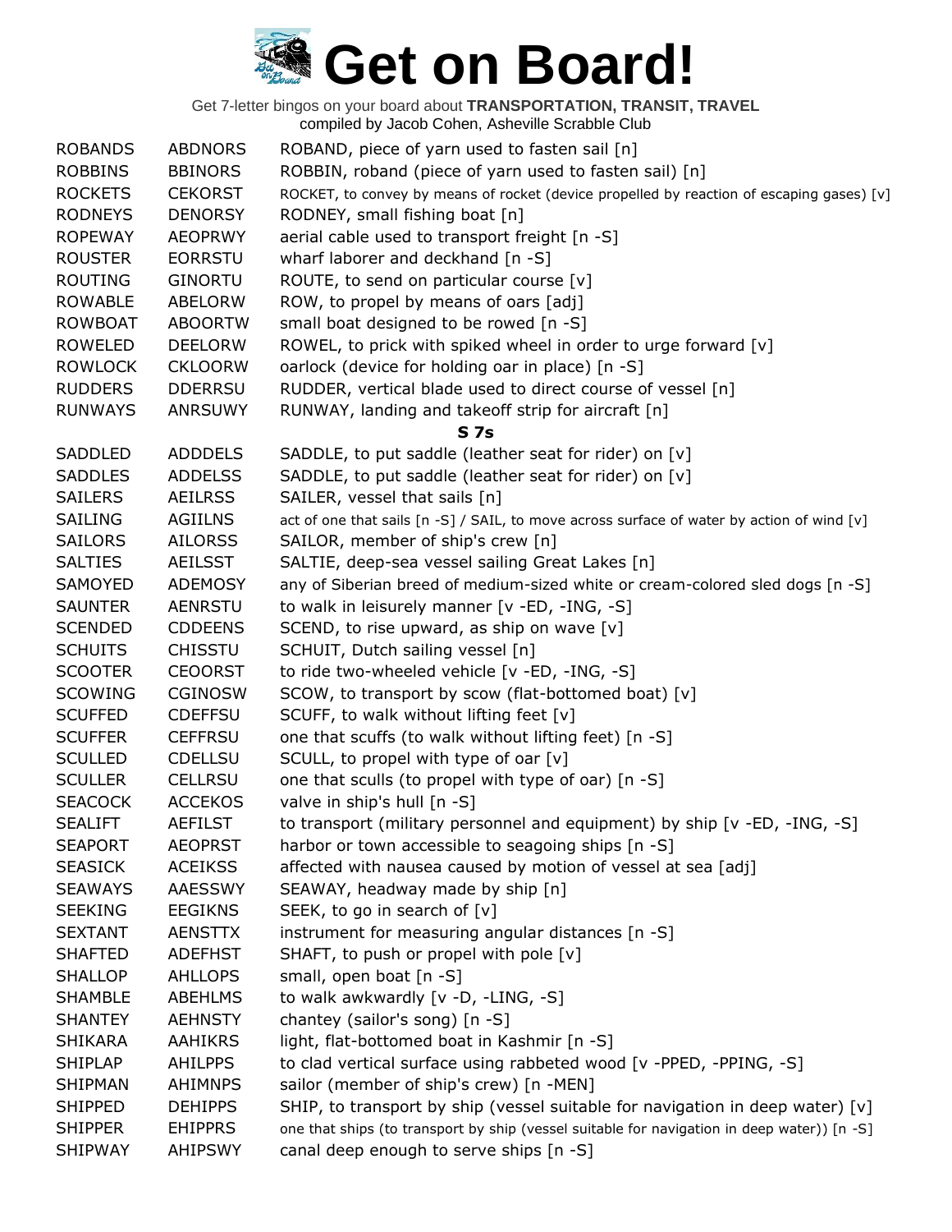# Get on Board!

Get 7-letter bingos on your board about **TRANSPORTATION, TRANSIT, TRAVEL**
compiled by Jacob Cohen, Asheville Scrabble Club

| | | |
|---|---|---|
| ROBANDS | ABDNORS | ROBAND, piece of yarn used to fasten sail [n] |
| ROBBINS | BBINORS | ROBBIN, roband (piece of yarn used to fasten sail) [n] |
| ROCKETS | CEKORST | ROCKET, to convey by means of rocket (device propelled by reaction of escaping gases) [v] |
| RODNEYS | DENORSY | RODNEY, small fishing boat [n] |
| ROPEWAY | AEOPRWY | aerial cable used to transport freight [n -S] |
| ROUSTER | EORRSTU | wharf laborer and deckhand [n -S] |
| ROUTING | GINORTU | ROUTE, to send on particular course [v] |
| ROWABLE | ABELORW | ROW, to propel by means of oars [adj] |
| ROWBOAT | ABOORTW | small boat designed to be rowed [n -S] |
| ROWELED | DEELORW | ROWEL, to prick with spiked wheel in order to urge forward [v] |
| ROWLOCK | CKLOORW | oarlock (device for holding oar in place) [n -S] |
| RUDDERS | DDERRSU | RUDDER, vertical blade used to direct course of vessel [n] |
| RUNWAYS | ANRSUWY | RUNWAY, landing and takeoff strip for aircraft [n] |
| | | **S 7s** |
| SADDLED | ADDDELS | SADDLE, to put saddle (leather seat for rider) on [v] |
| SADDLES | ADDELSS | SADDLE, to put saddle (leather seat for rider) on [v] |
| SAILERS | AEILRSS | SAILER, vessel that sails [n] |
| SAILING | AGIILNS | act of one that sails [n -S] / SAIL, to move across surface of water by action of wind [v] |
| SAILORS | AILORSS | SAILOR, member of ship's crew [n] |
| SALTIES | AEILSST | SALTIE, deep-sea vessel sailing Great Lakes [n] |
| SAMOYED | ADEMOSY | any of Siberian breed of medium-sized white or cream-colored sled dogs [n -S] |
| SAUNTER | AENRSTU | to walk in leisurely manner [v -ED, -ING, -S] |
| SCENDED | CDDEENS | SCEND, to rise upward, as ship on wave [v] |
| SCHUITS | CHISSTU | SCHUIT, Dutch sailing vessel [n] |
| SCOOTER | CEOORST | to ride two-wheeled vehicle [v -ED, -ING, -S] |
| SCOWING | CGINOSW | SCOW, to transport by scow (flat-bottomed boat) [v] |
| SCUFFED | CDEFFSU | SCUFF, to walk without lifting feet [v] |
| SCUFFER | CEFFRSU | one that scuffs (to walk without lifting feet) [n -S] |
| SCULLED | CDELLSU | SCULL, to propel with type of oar [v] |
| SCULLER | CELLRSU | one that sculls (to propel with type of oar) [n -S] |
| SEACOCK | ACCEKOS | valve in ship's hull [n -S] |
| SEALIFT | AEFILST | to transport (military personnel and equipment) by ship [v -ED, -ING, -S] |
| SEAPORT | AEOPRST | harbor or town accessible to seagoing ships [n -S] |
| SEASICK | ACEIKSS | affected with nausea caused by motion of vessel at sea [adj] |
| SEAWAYS | AAESSWY | SEAWAY, headway made by ship [n] |
| SEEKING | EEGIKNS | SEEK, to go in search of [v] |
| SEXTANT | AENSTTX | instrument for measuring angular distances [n -S] |
| SHAFTED | ADEFHST | SHAFT, to push or propel with pole [v] |
| SHALLOP | AHLLOPS | small, open boat [n -S] |
| SHAMBLE | ABEHLMS | to walk awkwardly [v -D, -LING, -S] |
| SHANTEY | AEHNSTY | chantey (sailor's song) [n -S] |
| SHIKARA | AAHIKRS | light, flat-bottomed boat in Kashmir [n -S] |
| SHIPLAP | AHILPPS | to clad vertical surface using rabbeted wood [v -PPED, -PPING, -S] |
| SHIPMAN | AHIMNPS | sailor (member of ship's crew) [n -MEN] |
| SHIPPED | DEHIPPS | SHIP, to transport by ship (vessel suitable for navigation in deep water) [v] |
| SHIPPER | EHIPPRS | one that ships (to transport by ship (vessel suitable for navigation in deep water)) [n -S] |
| SHIPWAY | AHIPSWY | canal deep enough to serve ships [n -S] |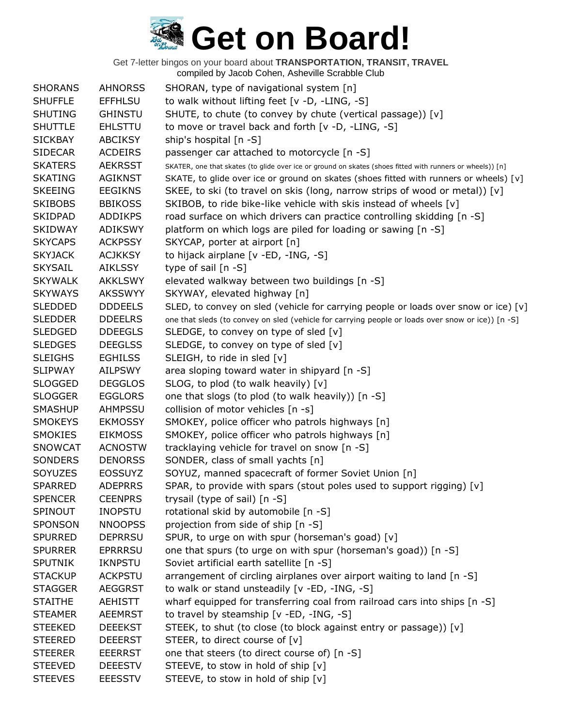# Get on Board!

Get 7-letter bingos on your board about **TRANSPORTATION, TRANSIT, TRAVEL**
compiled by Jacob Cohen, Asheville Scrabble Club

| | | |
|---|---|---|
| SHORANS | AHNORSS | SHORAN, type of navigational system [n] |
| SHUFFLE | EFFHLSU | to walk without lifting feet [v -D, -LING, -S] |
| SHUTING | GHINSTU | SHUTE, to chute (to convey by chute (vertical passage)) [v] |
| SHUTTLE | EHLSTTU | to move or travel back and forth [v -D, -LING, -S] |
| SICKBAY | ABCIKSY | ship's hospital [n -S] |
| SIDECAR | ACDEIRS | passenger car attached to motorcycle [n -S] |
| SKATERS | AEKRSST | SKATER, one that skates (to glide over ice or ground on skates (shoes fitted with runners or wheels)) [n] |
| SKATING | AGIKNST | SKATE, to glide over ice or ground on skates (shoes fitted with runners or wheels) [v] |
| SKEEING | EEGIKNS | SKEE, to ski (to travel on skis (long, narrow strips of wood or metal)) [v] |
| SKIBOBS | BBIKOSS | SKIBOB, to ride bike-like vehicle with skis instead of wheels [v] |
| SKIDPAD | ADDIKPS | road surface on which drivers can practice controlling skidding [n -S] |
| SKIDWAY | ADIKSWY | platform on which logs are piled for loading or sawing [n -S] |
| SKYCAPS | ACKPSSY | SKYCAP, porter at airport [n] |
| SKYJACK | ACJKKSY | to hijack airplane [v -ED, -ING, -S] |
| SKYSAIL | AIKLSSY | type of sail [n -S] |
| SKYWALK | AKKLSWY | elevated walkway between two buildings [n -S] |
| SKYWAYS | AKSSWYY | SKYWAY, elevated highway [n] |
| SLEDDED | DDDEELS | SLED, to convey on sled (vehicle for carrying people or loads over snow or ice) [v] |
| SLEDDER | DDEELRS | one that sleds (to convey on sled (vehicle for carrying people or loads over snow or ice)) [n -S] |
| SLEDGED | DDEEGLS | SLEDGE, to convey on type of sled [v] |
| SLEDGES | DEEGLSS | SLEDGE, to convey on type of sled [v] |
| SLEIGHS | EGHILSS | SLEIGH, to ride in sled [v] |
| SLIPWAY | AILPSWY | area sloping toward water in shipyard [n -S] |
| SLOGGED | DEGGLOS | SLOG, to plod (to walk heavily) [v] |
| SLOGGER | EGGLORS | one that slogs (to plod (to walk heavily)) [n -S] |
| SMASHUP | AHMPSSU | collision of motor vehicles [n -s] |
| SMOKEYS | EKMOSSY | SMOKEY, police officer who patrols highways [n] |
| SMOKIES | EIKMOSS | SMOKEY, police officer who patrols highways [n] |
| SNOWCAT | ACNOSTW | tracklaying vehicle for travel on snow [n -S] |
| SONDERS | DENORSS | SONDER, class of small yachts [n] |
| SOYUZES | EOSSUYZ | SOYUZ, manned spacecraft of former Soviet Union [n] |
| SPARRED | ADEPRRS | SPAR, to provide with spars (stout poles used to support rigging) [v] |
| SPENCER | CEENPRS | trysail (type of sail) [n -S] |
| SPINOUT | INOPSTU | rotational skid by automobile [n -S] |
| SPONSON | NNOOPSS | projection from side of ship [n -S] |
| SPURRED | DEPRRSU | SPUR, to urge on with spur (horseman's goad) [v] |
| SPURRER | EPRRRSU | one that spurs (to urge on with spur (horseman's goad)) [n -S] |
| SPUTNIK | IKNPSTU | Soviet artificial earth satellite [n -S] |
| STACKUP | ACKPSTU | arrangement of circling airplanes over airport waiting to land [n -S] |
| STAGGER | AEGGRST | to walk or stand unsteadily [v -ED, -ING, -S] |
| STAITHE | AEHISTT | wharf equipped for transferring coal from railroad cars into ships [n -S] |
| STEAMER | AEEMRST | to travel by steamship [v -ED, -ING, -S] |
| STEEKED | DEEEKST | STEEK, to shut (to close (to block against entry or passage)) [v] |
| STEERED | DEEERST | STEER, to direct course of [v] |
| STEERER | EEERRST | one that steers (to direct course of) [n -S] |
| STEEVED | DEEESTV | STEEVE, to stow in hold of ship [v] |
| STEEVES | EEESSTV | STEEVE, to stow in hold of ship [v] |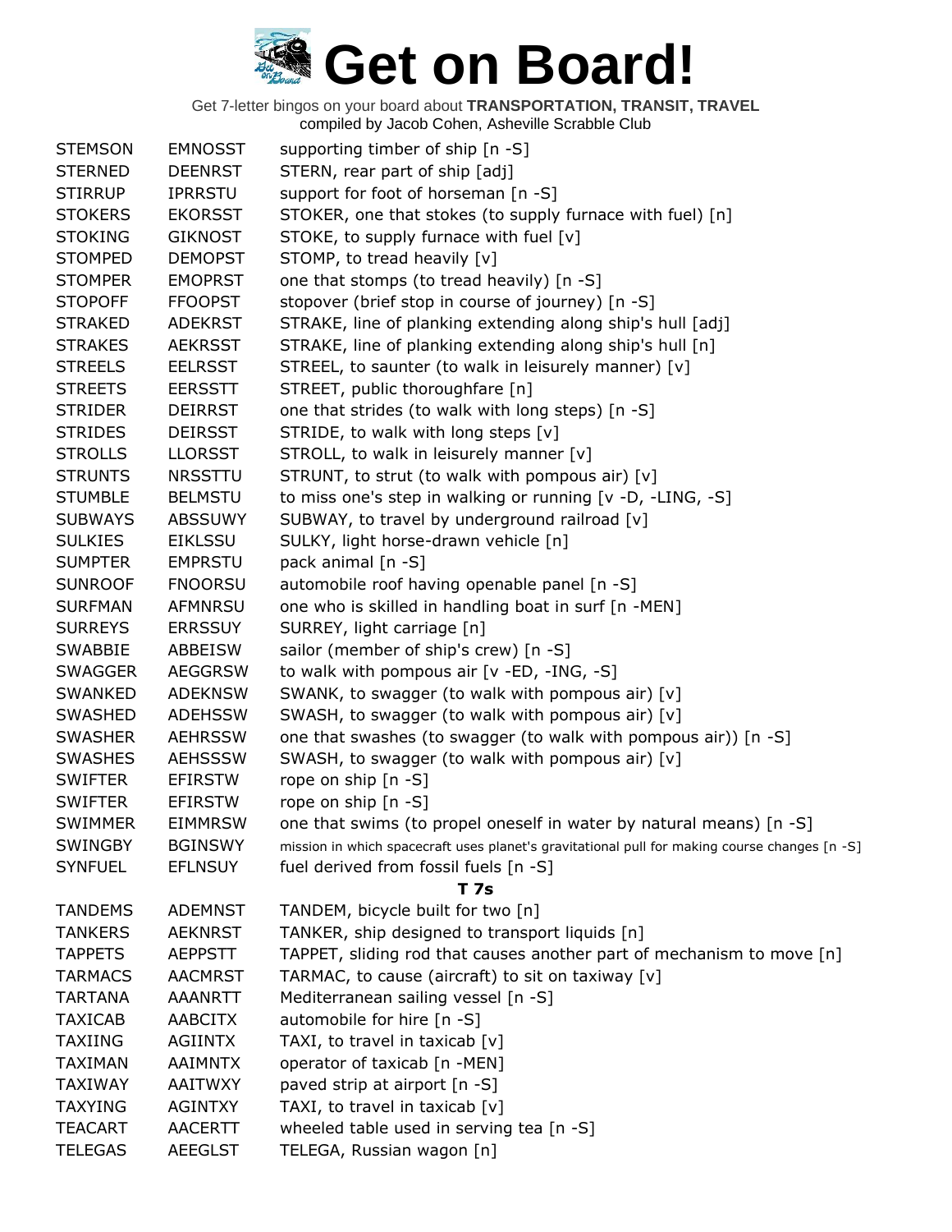# Get on Board!

Get 7-letter bingos on your board about **TRANSPORTATION, TRANSIT, TRAVEL**
compiled by Jacob Cohen, Asheville Scrabble Club

| | | |
|---|---|---|
| STEMSON | EMNOSST | supporting timber of ship [n -S] |
| STERNED | DEENRST | STERN, rear part of ship [adj] |
| STIRRUP | IPRRSTU | support for foot of horseman [n -S] |
| STOKERS | EKORSST | STOKER, one that stokes (to supply furnace with fuel) [n] |
| STOKING | GIKNOST | STOKE, to supply furnace with fuel [v] |
| STOMPED | DEMOPST | STOMP, to tread heavily [v] |
| STOMPER | EMOPRST | one that stomps (to tread heavily) [n -S] |
| STOPOFF | FFOOPST | stopover (brief stop in course of journey) [n -S] |
| STRAKED | ADEKRST | STRAKE, line of planking extending along ship's hull [adj] |
| STRAKES | AEKRSST | STRAKE, line of planking extending along ship's hull [n] |
| STREELS | EELRSST | STREEL, to saunter (to walk in leisurely manner) [v] |
| STREETS | EERSSTT | STREET, public thoroughfare [n] |
| STRIDER | DEIRRST | one that strides (to walk with long steps) [n -S] |
| STRIDES | DEIRSST | STRIDE, to walk with long steps [v] |
| STROLLS | LLORSST | STROLL, to walk in leisurely manner [v] |
| STRUNTS | NRSSTTU | STRUNT, to strut (to walk with pompous air) [v] |
| STUMBLE | BELMSTU | to miss one's step in walking or running [v -D, -LING, -S] |
| SUBWAYS | ABSSUWY | SUBWAY, to travel by underground railroad [v] |
| SULKIES | EIKLSSU | SULKY, light horse-drawn vehicle [n] |
| SUMPTER | EMPRSTU | pack animal [n -S] |
| SUNROOF | FNOORSU | automobile roof having openable panel [n -S] |
| SURFMAN | AFMNRSU | one who is skilled in handling boat in surf [n -MEN] |
| SURREYS | ERRSSUY | SURREY, light carriage [n] |
| SWABBIE | ABBEISW | sailor (member of ship's crew) [n -S] |
| SWAGGER | AEGGRSW | to walk with pompous air [v -ED, -ING, -S] |
| SWANKED | ADEKNSW | SWANK, to swagger (to walk with pompous air) [v] |
| SWASHED | ADEHSSW | SWASH, to swagger (to walk with pompous air) [v] |
| SWASHER | AEHRSSW | one that swashes (to swagger (to walk with pompous air)) [n -S] |
| SWASHES | AEHSSSW | SWASH, to swagger (to walk with pompous air) [v] |
| SWIFTER | EFIRSTW | rope on ship [n -S] |
| SWIFTER | EFIRSTW | rope on ship [n -S] |
| SWIMMER | EIMMRSW | one that swims (to propel oneself in water by natural means) [n -S] |
| SWINGBY | BGINSWY | mission in which spacecraft uses planet's gravitational pull for making course changes [n -S] |
| SYNFUEL | EFLNSUY | fuel derived from fossil fuels [n -S] |

**T 7s**

| | | |
|---|---|---|
| TANDEMS | ADEMNST | TANDEM, bicycle built for two [n] |
| TANKERS | AEKNRST | TANKER, ship designed to transport liquids [n] |
| TAPPETS | AEPPSTT | TAPPET, sliding rod that causes another part of mechanism to move [n] |
| TARMACS | AACMRST | TARMAC, to cause (aircraft) to sit on taxiway [v] |
| TARTANA | AAANRTT | Mediterranean sailing vessel [n -S] |
| TAXICAB | AABCITX | automobile for hire [n -S] |
| TAXIING | AGIINTX | TAXI, to travel in taxicab [v] |
| TAXIMAN | AAIMNTX | operator of taxicab [n -MEN] |
| TAXIWAY | AAITWXY | paved strip at airport [n -S] |
| TAXYING | AGINTXY | TAXI, to travel in taxicab [v] |
| TEACART | AACERTT | wheeled table used in serving tea [n -S] |
| TELEGAS | AEEGLST | TELEGA, Russian wagon [n] |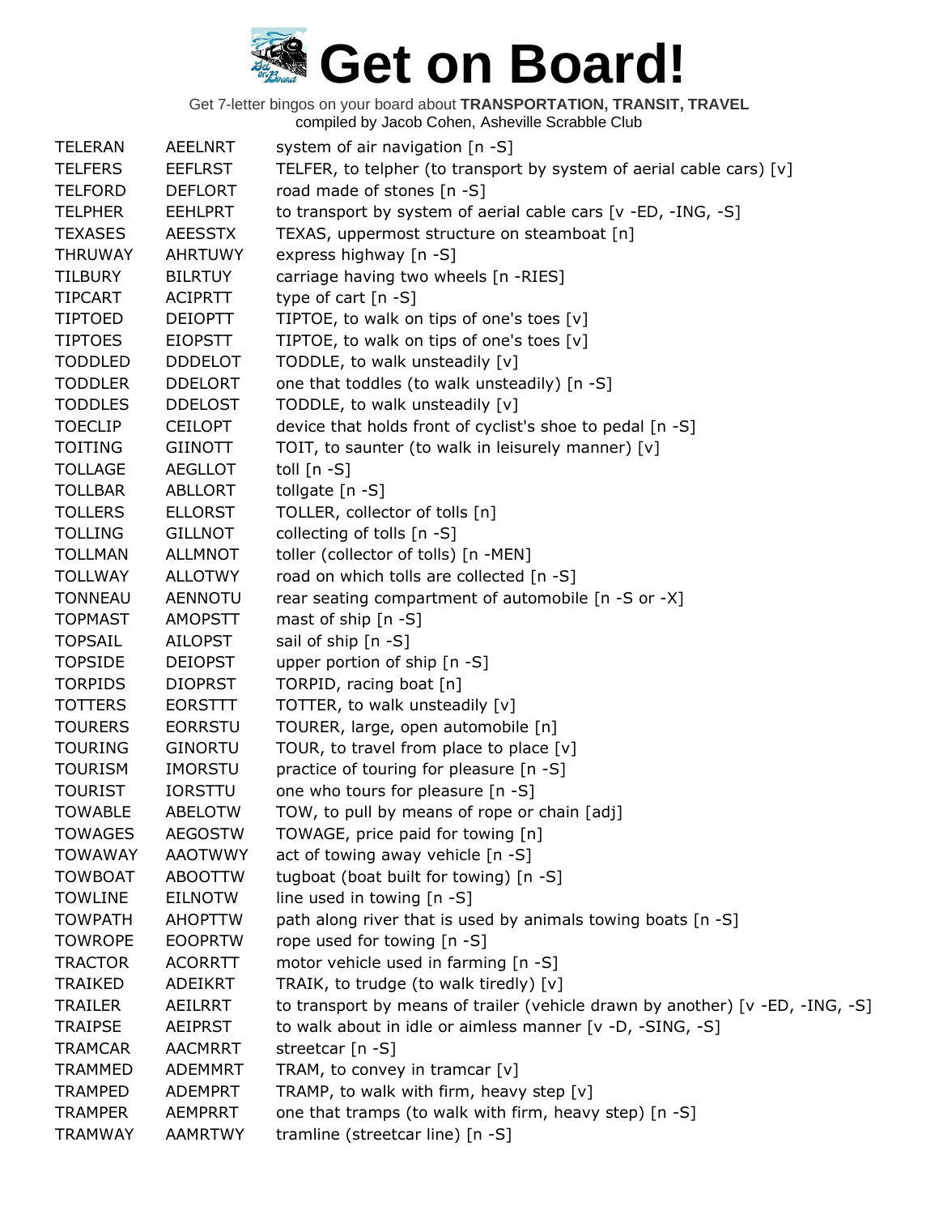# Get on Board!

Get 7-letter bingos on your board about **TRANSPORTATION, TRANSIT, TRAVEL**
compiled by Jacob Cohen, Asheville Scrabble Club

| | | |
|---|---|---|
| TELERAN | AEELNRT | system of air navigation [n -S] |
| TELFERS | EEFLRST | TELFER, to telpher (to transport by system of aerial cable cars) [v] |
| TELFORD | DEFLORT | road made of stones [n -S] |
| TELPHER | EEHLPRT | to transport by system of aerial cable cars [v -ED, -ING, -S] |
| TEXASES | AEESSTX | TEXAS, uppermost structure on steamboat [n] |
| THRUWAY | AHRTUWY | express highway [n -S] |
| TILBURY | BILRTUY | carriage having two wheels [n -RIES] |
| TIPCART | ACIPRTT | type of cart [n -S] |
| TIPTOED | DEIOPTT | TIPTOE, to walk on tips of one's toes [v] |
| TIPTOES | EIOPSTT | TIPTOE, to walk on tips of one's toes [v] |
| TODDLED | DDDELOT | TODDLE, to walk unsteadily [v] |
| TODDLER | DDELORT | one that toddles (to walk unsteadily) [n -S] |
| TODDLES | DDELOST | TODDLE, to walk unsteadily [v] |
| TOECLIP | CEILOPT | device that holds front of cyclist's shoe to pedal [n -S] |
| TOITING | GIINOTT | TOIT, to saunter (to walk in leisurely manner) [v] |
| TOLLAGE | AEGLLOT | toll [n -S] |
| TOLLBAR | ABLLORT | tollgate [n -S] |
| TOLLERS | ELLORST | TOLLER, collector of tolls [n] |
| TOLLING | GILLNOT | collecting of tolls [n -S] |
| TOLLMAN | ALLMNOT | toller (collector of tolls) [n -MEN] |
| TOLLWAY | ALLOTWY | road on which tolls are collected [n -S] |
| TONNEAU | AENNOTU | rear seating compartment of automobile [n -S or -X] |
| TOPMAST | AMOPSTT | mast of ship [n -S] |
| TOPSAIL | AILOPST | sail of ship [n -S] |
| TOPSIDE | DEIOPST | upper portion of ship [n -S] |
| TORPIDS | DIOPRST | TORPID, racing boat [n] |
| TOTTERS | EORSTTT | TOTTER, to walk unsteadily [v] |
| TOURERS | EORRSTU | TOURER, large, open automobile [n] |
| TOURING | GINORTU | TOUR, to travel from place to place [v] |
| TOURISM | IMORSTU | practice of touring for pleasure [n -S] |
| TOURIST | IORSTTU | one who tours for pleasure [n -S] |
| TOWABLE | ABELOTW | TOW, to pull by means of rope or chain [adj] |
| TOWAGES | AEGOSTW | TOWAGE, price paid for towing [n] |
| TOWAWAY | AAOTWWY | act of towing away vehicle [n -S] |
| TOWBOAT | ABOOTTW | tugboat (boat built for towing) [n -S] |
| TOWLINE | EILNOTW | line used in towing [n -S] |
| TOWPATH | AHOPTTW | path along river that is used by animals towing boats [n -S] |
| TOWROPE | EOOPRTW | rope used for towing [n -S] |
| TRACTOR | ACORRTT | motor vehicle used in farming [n -S] |
| TRAIKED | ADEIKRT | TRAIK, to trudge (to walk tiredly) [v] |
| TRAILER | AEILRRT | to transport by means of trailer (vehicle drawn by another) [v -ED, -ING, -S] |
| TRAIPSE | AEIPRST | to walk about in idle or aimless manner [v -D, -SING, -S] |
| TRAMCAR | AACMRRT | streetcar [n -S] |
| TRAMMED | ADEMMRT | TRAM, to convey in tramcar [v] |
| TRAMPED | ADEMPRT | TRAMP, to walk with firm, heavy step [v] |
| TRAMPER | AEMPRRT | one that tramps (to walk with firm, heavy step) [n -S] |
| TRAMWAY | AAMRTWY | tramline (streetcar line) [n -S] |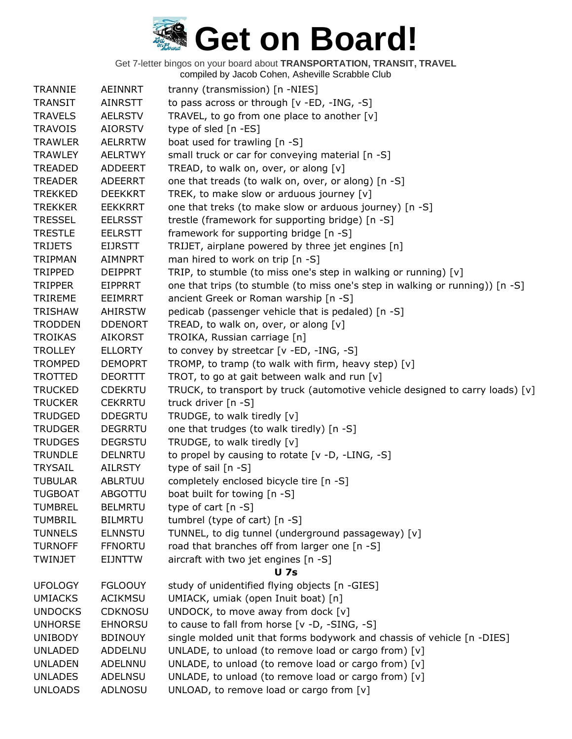# Get on Board!

Get 7-letter bingos on your board about **TRANSPORTATION, TRANSIT, TRAVEL**
compiled by Jacob Cohen, Asheville Scrabble Club

| | | |
|---|---|---|
| TRANNIE | AEINNRT | tranny (transmission) [n -NIES] |
| TRANSIT | AINRSTT | to pass across or through [v -ED, -ING, -S] |
| TRAVELS | AELRSTV | TRAVEL, to go from one place to another [v] |
| TRAVOIS | AIORSTV | type of sled [n -ES] |
| TRAWLER | AELRRTW | boat used for trawling [n -S] |
| TRAWLEY | AELRTWY | small truck or car for conveying material [n -S] |
| TREADED | ADDEERT | TREAD, to walk on, over, or along [v] |
| TREADER | ADEERRT | one that treads (to walk on, over, or along) [n -S] |
| TREKKED | DEEKKRT | TREK, to make slow or arduous journey [v] |
| TREKKER | EEKKRRT | one that treks (to make slow or arduous journey) [n -S] |
| TRESSEL | EELRSST | trestle (framework for supporting bridge) [n -S] |
| TRESTLE | EELRSTT | framework for supporting bridge [n -S] |
| TRIJETS | EIJRSTT | TRIJET, airplane powered by three jet engines [n] |
| TRIPMAN | AIMNPRT | man hired to work on trip [n -S] |
| TRIPPED | DEIPPRT | TRIP, to stumble (to miss one's step in walking or running) [v] |
| TRIPPER | EIPPRRT | one that trips (to stumble (to miss one's step in walking or running)) [n -S] |
| TRIREME | EEIMRRT | ancient Greek or Roman warship [n -S] |
| TRISHAW | AHIRSTW | pedicab (passenger vehicle that is pedaled) [n -S] |
| TRODDEN | DDENORT | TREAD, to walk on, over, or along [v] |
| TROIKAS | AIKORST | TROIKA, Russian carriage [n] |
| TROLLEY | ELLORTY | to convey by streetcar [v -ED, -ING, -S] |
| TROMPED | DEMOPRT | TROMP, to tramp (to walk with firm, heavy step) [v] |
| TROTTED | DEORTTT | TROT, to go at gait between walk and run [v] |
| TRUCKED | CDEKRTU | TRUCK, to transport by truck (automotive vehicle designed to carry loads) [v] |
| TRUCKER | CEKRRTU | truck driver [n -S] |
| TRUDGED | DDEGRTU | TRUDGE, to walk tiredly [v] |
| TRUDGER | DEGRRTU | one that trudges (to walk tiredly) [n -S] |
| TRUDGES | DEGRSTU | TRUDGE, to walk tiredly [v] |
| TRUNDLE | DELNRTU | to propel by causing to rotate [v -D, -LING, -S] |
| TRYSAIL | AILRSTY | type of sail [n -S] |
| TUBULAR | ABLRTUU | completely enclosed bicycle tire [n -S] |
| TUGBOAT | ABGOTTU | boat built for towing [n -S] |
| TUMBREL | BELMRTU | type of cart [n -S] |
| TUMBRIL | BILMRTU | tumbrel (type of cart) [n -S] |
| TUNNELS | ELNNSTU | TUNNEL, to dig tunnel (underground passageway) [v] |
| TURNOFF | FFNORTU | road that branches off from larger one [n -S] |
| TWINJET | EIJNTTW | aircraft with two jet engines [n -S] |

### U 7s

| | | |
|---|---|---|
| UFOLOGY | FGLOOUY | study of unidentified flying objects [n -GIES] |
| UMIACKS | ACIKMSU | UMIACK, umiak (open Inuit boat) [n] |
| UNDOCKS | CDKNOSU | UNDOCK, to move away from dock [v] |
| UNHORSE | EHNORSU | to cause to fall from horse [v -D, -SING, -S] |
| UNIBODY | BDINOUY | single molded unit that forms bodywork and chassis of vehicle [n -DIES] |
| UNLADED | ADDELNU | UNLADE, to unload (to remove load or cargo from) [v] |
| UNLADEN | ADELNNU | UNLADE, to unload (to remove load or cargo from) [v] |
| UNLADES | ADELNSU | UNLADE, to unload (to remove load or cargo from) [v] |
| UNLOADS | ADLNOSU | UNLOAD, to remove load or cargo from [v] |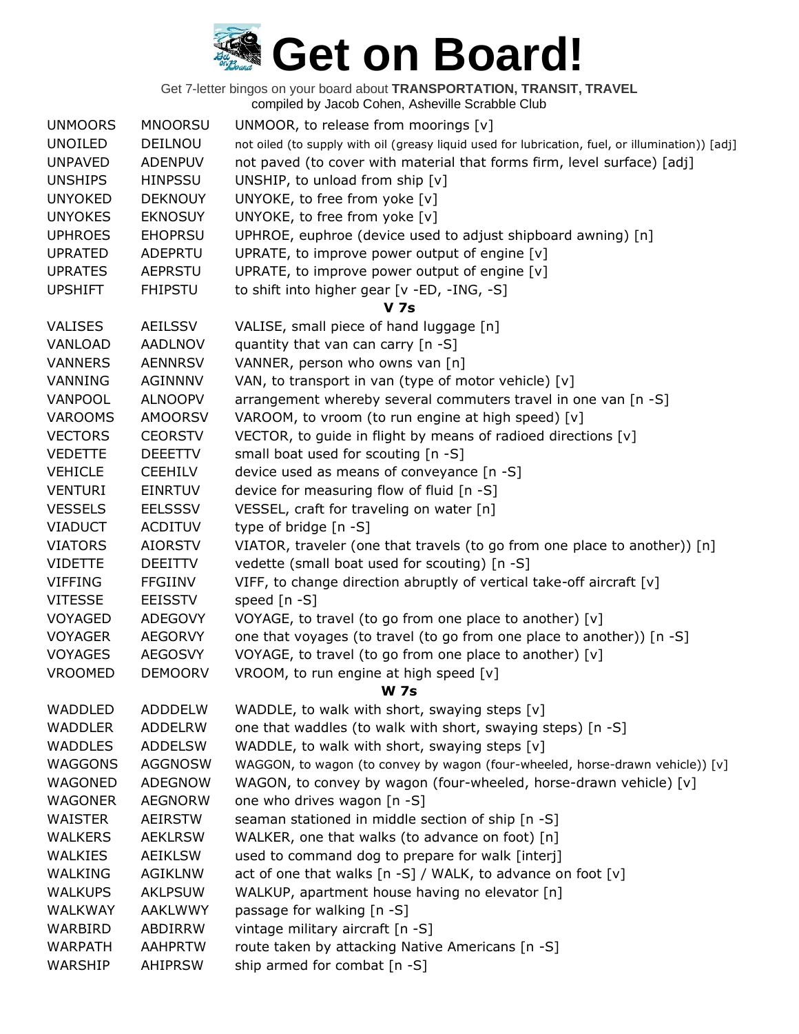# Get on Board!

Get 7-letter bingos on your board about **TRANSPORTATION, TRANSIT, TRAVEL**
compiled by Jacob Cohen, Asheville Scrabble Club

| | | |
|---|---|---|
| UNMOORS | MNOORSU | UNMOOR, to release from moorings [v] |
| UNOILED | DEILNOU | not oiled (to supply with oil (greasy liquid used for lubrication, fuel, or illumination)) [adj] |
| UNPAVED | ADENPUV | not paved (to cover with material that forms firm, level surface) [adj] |
| UNSHIPS | HINPSSU | UNSHIP, to unload from ship [v] |
| UNYOKED | DEKNOUY | UNYOKE, to free from yoke [v] |
| UNYOKES | EKNOSUY | UNYOKE, to free from yoke [v] |
| UPHROES | EHOPRSU | UPHROE, euphroe (device used to adjust shipboard awning) [n] |
| UPRATED | ADEPRTU | UPRATE, to improve power output of engine [v] |
| UPRATES | AEPRSTU | UPRATE, to improve power output of engine [v] |
| UPSHIFT | FHIPSTU | to shift into higher gear [v -ED, -ING, -S] |
| | | **V 7s** |
| VALISES | AEILSSV | VALISE, small piece of hand luggage [n] |
| VANLOAD | AADLNOV | quantity that van can carry [n -S] |
| VANNERS | AENNRSV | VANNER, person who owns van [n] |
| VANNING | AGINNNV | VAN, to transport in van (type of motor vehicle) [v] |
| VANPOOL | ALNOOPV | arrangement whereby several commuters travel in one van [n -S] |
| VAROOMS | AMOORSV | VAROOM, to vroom (to run engine at high speed) [v] |
| VECTORS | CEORSTV | VECTOR, to guide in flight by means of radioed directions [v] |
| VEDETTE | DEEETTV | small boat used for scouting [n -S] |
| VEHICLE | CEEHILV | device used as means of conveyance [n -S] |
| VENTURI | EINRTUV | device for measuring flow of fluid [n -S] |
| VESSELS | EELSSSV | VESSEL, craft for traveling on water [n] |
| VIADUCT | ACDITUV | type of bridge [n -S] |
| VIATORS | AIORSTV | VIATOR, traveler (one that travels (to go from one place to another)) [n] |
| VIDETTE | DEEITTV | vedette (small boat used for scouting) [n -S] |
| VIFFING | FFGIINV | VIFF, to change direction abruptly of vertical take-off aircraft [v] |
| VITESSE | EEISSTV | speed [n -S] |
| VOYAGED | ADEGOVY | VOYAGE, to travel (to go from one place to another) [v] |
| VOYAGER | AEGORVY | one that voyages (to travel (to go from one place to another)) [n -S] |
| VOYAGES | AEGOSVY | VOYAGE, to travel (to go from one place to another) [v] |
| VROOMED | DEMOORV | VROOM, to run engine at high speed [v] |
| | | **W 7s** |
| WADDLED | ADDDELW | WADDLE, to walk with short, swaying steps [v] |
| WADDLER | ADDELRW | one that waddles (to walk with short, swaying steps) [n -S] |
| WADDLES | ADDELSW | WADDLE, to walk with short, swaying steps [v] |
| WAGGONS | AGGNOSW | WAGGON, to wagon (to convey by wagon (four-wheeled, horse-drawn vehicle)) [v] |
| WAGONED | ADEGNOW | WAGON, to convey by wagon (four-wheeled, horse-drawn vehicle) [v] |
| WAGONER | AEGNORW | one who drives wagon [n -S] |
| WAISTER | AEIRSTW | seaman stationed in middle section of ship [n -S] |
| WALKERS | AEKLRSW | WALKER, one that walks (to advance on foot) [n] |
| WALKIES | AEIKLSW | used to command dog to prepare for walk [interj] |
| WALKING | AGIKLNW | act of one that walks [n -S] / WALK, to advance on foot [v] |
| WALKUPS | AKLPSUW | WALKUP, apartment house having no elevator [n] |
| WALKWAY | AAKLWWY | passage for walking [n -S] |
| WARBIRD | ABDIRRW | vintage military aircraft [n -S] |
| WARPATH | AAHPRTW | route taken by attacking Native Americans [n -S] |
| WARSHIP | AHIPRSW | ship armed for combat [n -S] |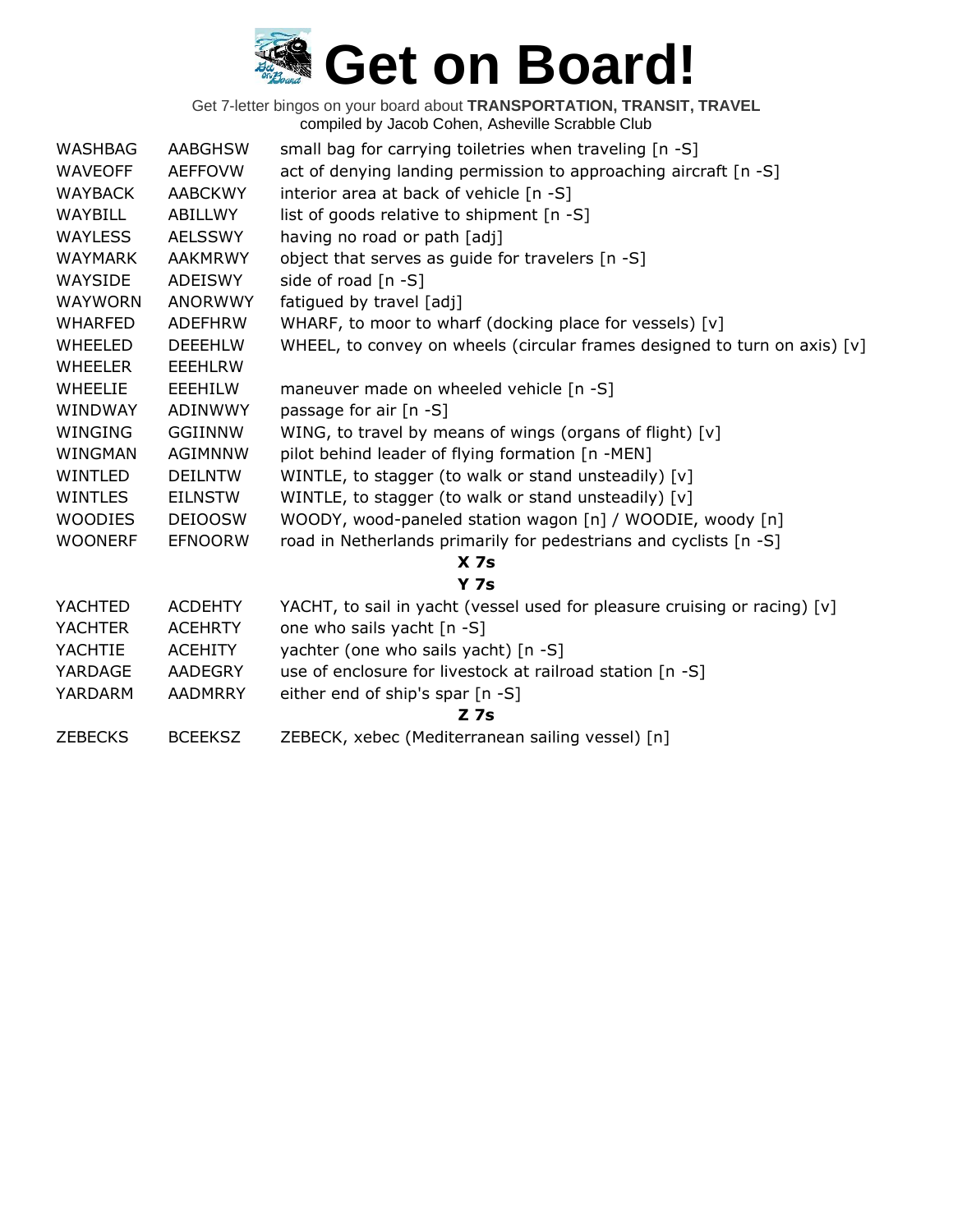# Get on Board!

Get 7-letter bingos on your board about **TRANSPORTATION, TRANSIT, TRAVEL**
compiled by Jacob Cohen, Asheville Scrabble Club

| | | |
|---|---|---|
| WASHBAG | AABGHSW | small bag for carrying toiletries when traveling [n -S] |
| WAVEOFF | AEFFOVW | act of denying landing permission to approaching aircraft [n -S] |
| WAYBACK | AABCKWY | interior area at back of vehicle [n -S] |
| WAYBILL | ABILLWY | list of goods relative to shipment [n -S] |
| WAYLESS | AELSSWY | having no road or path [adj] |
| WAYMARK | AAKMRWY | object that serves as guide for travelers [n -S] |
| WAYSIDE | ADEISWY | side of road [n -S] |
| WAYWORN | ANORWWY | fatigued by travel [adj] |
| WHARFED | ADEFHRW | WHARF, to moor to wharf (docking place for vessels) [v] |
| WHEELED | DEEEHLW | WHEEL, to convey on wheels (circular frames designed to turn on axis) [v] |
| WHEELER | EEEHLRW | |
| WHEELIE | EEEHILW | maneuver made on wheeled vehicle [n -S] |
| WINDWAY | ADINWWY | passage for air [n -S] |
| WINGING | GGIINNW | WING, to travel by means of wings (organs of flight) [v] |
| WINGMAN | AGIMNNW | pilot behind leader of flying formation [n -MEN] |
| WINTLED | DEILNTW | WINTLE, to stagger (to walk or stand unsteadily) [v] |
| WINTLES | EILNSTW | WINTLE, to stagger (to walk or stand unsteadily) [v] |
| WOODIES | DEIOOSW | WOODY, wood-paneled station wagon [n] / WOODIE, woody [n] |
| WOONERF | EFNOORW | road in Netherlands primarily for pedestrians and cyclists [n -S] |

**X 7s**

**Y 7s**

| | | |
|---|---|---|
| YACHTED | ACDEHTY | YACHT, to sail in yacht (vessel used for pleasure cruising or racing) [v] |
| YACHTER | ACEHRTY | one who sails yacht [n -S] |
| YACHTIE | ACEHITY | yachter (one who sails yacht) [n -S] |
| YARDAGE | AADEGRY | use of enclosure for livestock at railroad station [n -S] |
| YARDARM | AADMRRY | either end of ship's spar [n -S] |

**Z 7s**

| | | |
|---|---|---|
| ZEBECKS | BCEEKSZ | ZEBECK, xebec (Mediterranean sailing vessel) [n] |